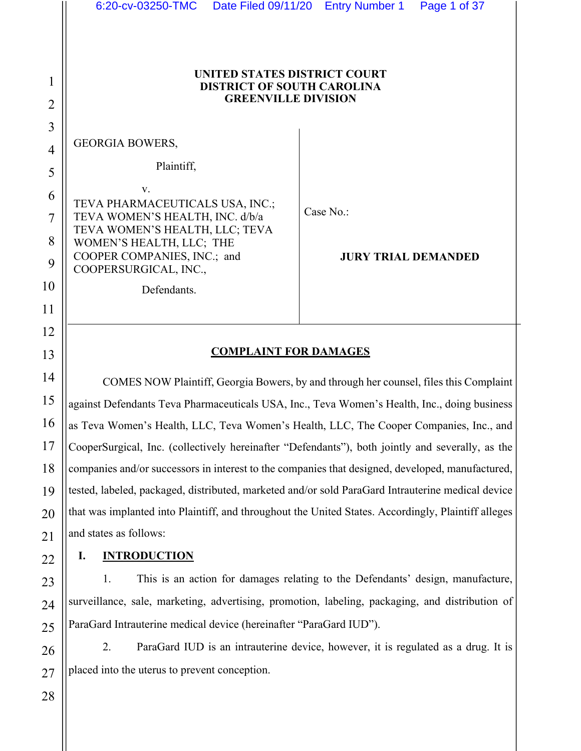**UNITED STATES DISTRICT COURT**
**DISTRICT OF SOUTH CAROLINA**
**GREENVILLE DIVISION**

| | |
|---|---|
| GEORGIA BOWERS,<br><br>Plaintiff,<br><br>v.<br><br>TEVA PHARMACEUTICALS USA, INC.; TEVA WOMEN'S HEALTH, INC. d/b/a TEVA WOMEN'S HEALTH, LLC; TEVA WOMEN'S HEALTH, LLC; THE COOPER COMPANIES, INC.; and COOPERSURGICAL, INC.,<br><br>Defendants. | Case No.:<br><br>**JURY TRIAL DEMANDED** |

## COMPLAINT FOR DAMAGES

COMES NOW Plaintiff, Georgia Bowers, by and through her counsel, files this Complaint against Defendants Teva Pharmaceuticals USA, Inc., Teva Women's Health, Inc., doing business as Teva Women's Health, LLC, Teva Women's Health, LLC, The Cooper Companies, Inc., and CooperSurgical, Inc. (collectively hereinafter "Defendants"), both jointly and severally, as the companies and/or successors in interest to the companies that designed, developed, manufactured, tested, labeled, packaged, distributed, marketed and/or sold ParaGard Intrauterine medical device that was implanted into Plaintiff, and throughout the United States. Accordingly, Plaintiff alleges and states as follows:

## I. INTRODUCTION

1. This is an action for damages relating to the Defendants' design, manufacture, surveillance, sale, marketing, advertising, promotion, labeling, packaging, and distribution of ParaGard Intrauterine medical device (hereinafter "ParaGard IUD").

2. ParaGard IUD is an intrauterine device, however, it is regulated as a drug. It is placed into the uterus to prevent conception.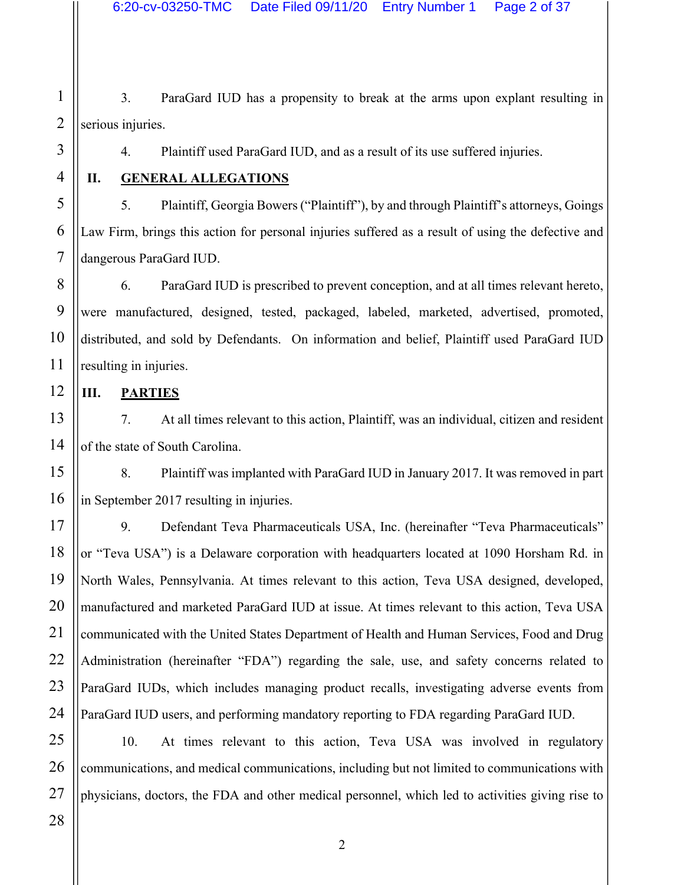3. ParaGard IUD has a propensity to break at the arms upon explant resulting in serious injuries.

4. Plaintiff used ParaGard IUD, and as a result of its use suffered injuries.

## II. GENERAL ALLEGATIONS

5. Plaintiff, Georgia Bowers ("Plaintiff"), by and through Plaintiff's attorneys, Goings Law Firm, brings this action for personal injuries suffered as a result of using the defective and dangerous ParaGard IUD.

6. ParaGard IUD is prescribed to prevent conception, and at all times relevant hereto, were manufactured, designed, tested, packaged, labeled, marketed, advertised, promoted, distributed, and sold by Defendants. On information and belief, Plaintiff used ParaGard IUD resulting in injuries.

## III. PARTIES

7. At all times relevant to this action, Plaintiff, was an individual, citizen and resident of the state of South Carolina.

8. Plaintiff was implanted with ParaGard IUD in January 2017. It was removed in part in September 2017 resulting in injuries.

9. Defendant Teva Pharmaceuticals USA, Inc. (hereinafter "Teva Pharmaceuticals" or "Teva USA") is a Delaware corporation with headquarters located at 1090 Horsham Rd. in North Wales, Pennsylvania. At times relevant to this action, Teva USA designed, developed, manufactured and marketed ParaGard IUD at issue. At times relevant to this action, Teva USA communicated with the United States Department of Health and Human Services, Food and Drug Administration (hereinafter "FDA") regarding the sale, use, and safety concerns related to ParaGard IUDs, which includes managing product recalls, investigating adverse events from ParaGard IUD users, and performing mandatory reporting to FDA regarding ParaGard IUD.

10. At times relevant to this action, Teva USA was involved in regulatory communications, and medical communications, including but not limited to communications with physicians, doctors, the FDA and other medical personnel, which led to activities giving rise to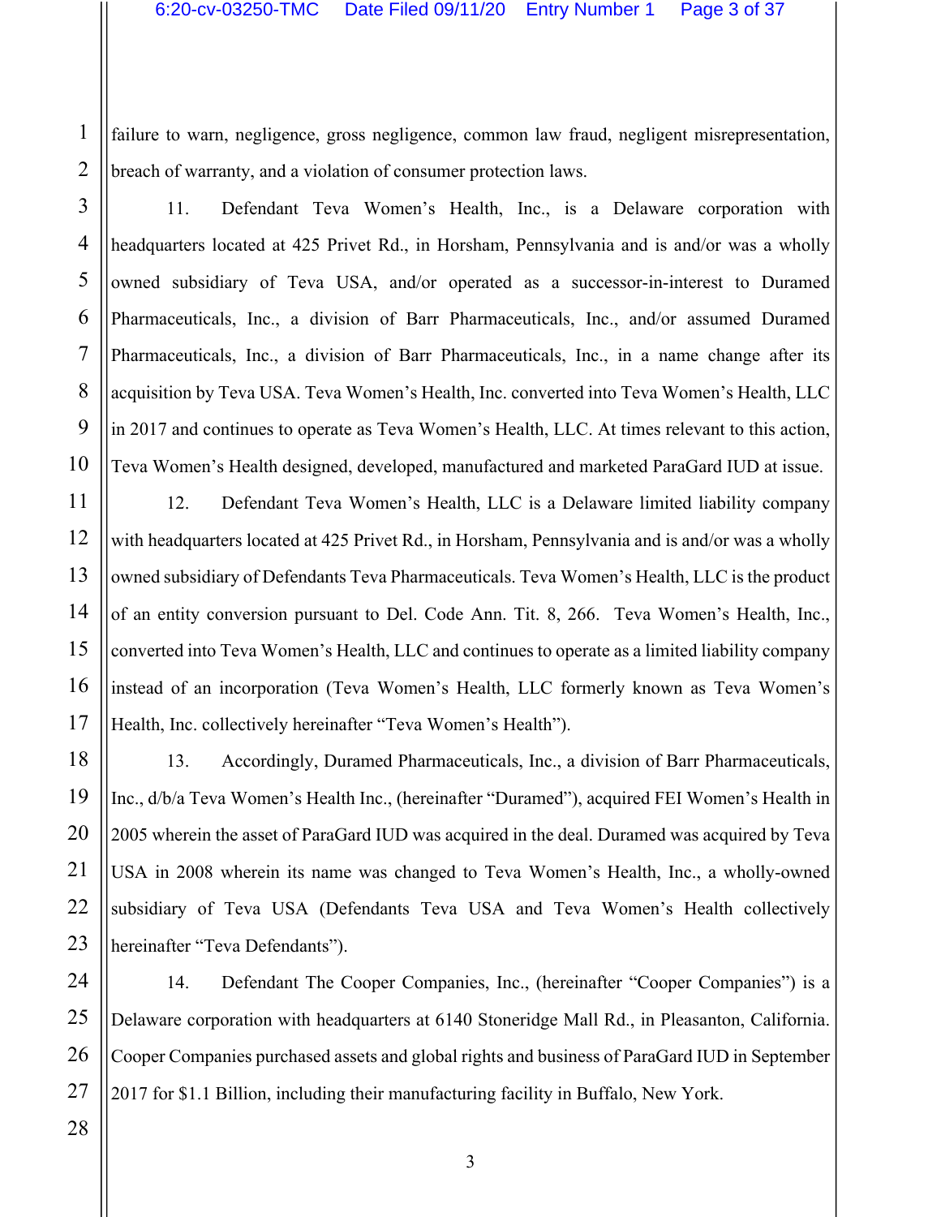failure to warn, negligence, gross negligence, common law fraud, negligent misrepresentation, breach of warranty, and a violation of consumer protection laws.

11. Defendant Teva Women's Health, Inc., is a Delaware corporation with headquarters located at 425 Privet Rd., in Horsham, Pennsylvania and is and/or was a wholly owned subsidiary of Teva USA, and/or operated as a successor-in-interest to Duramed Pharmaceuticals, Inc., a division of Barr Pharmaceuticals, Inc., and/or assumed Duramed Pharmaceuticals, Inc., a division of Barr Pharmaceuticals, Inc., in a name change after its acquisition by Teva USA. Teva Women's Health, Inc. converted into Teva Women's Health, LLC in 2017 and continues to operate as Teva Women's Health, LLC. At times relevant to this action, Teva Women's Health designed, developed, manufactured and marketed ParaGard IUD at issue.

12. Defendant Teva Women's Health, LLC is a Delaware limited liability company with headquarters located at 425 Privet Rd., in Horsham, Pennsylvania and is and/or was a wholly owned subsidiary of Defendants Teva Pharmaceuticals. Teva Women's Health, LLC is the product of an entity conversion pursuant to Del. Code Ann. Tit. 8, 266. Teva Women's Health, Inc., converted into Teva Women's Health, LLC and continues to operate as a limited liability company instead of an incorporation (Teva Women's Health, LLC formerly known as Teva Women's Health, Inc. collectively hereinafter "Teva Women's Health").

13. Accordingly, Duramed Pharmaceuticals, Inc., a division of Barr Pharmaceuticals, Inc., d/b/a Teva Women's Health Inc., (hereinafter "Duramed"), acquired FEI Women's Health in 2005 wherein the asset of ParaGard IUD was acquired in the deal. Duramed was acquired by Teva USA in 2008 wherein its name was changed to Teva Women's Health, Inc., a wholly-owned subsidiary of Teva USA (Defendants Teva USA and Teva Women's Health collectively hereinafter "Teva Defendants").

14. Defendant The Cooper Companies, Inc., (hereinafter "Cooper Companies") is a Delaware corporation with headquarters at 6140 Stoneridge Mall Rd., in Pleasanton, California. Cooper Companies purchased assets and global rights and business of ParaGard IUD in September 2017 for $1.1 Billion, including their manufacturing facility in Buffalo, New York.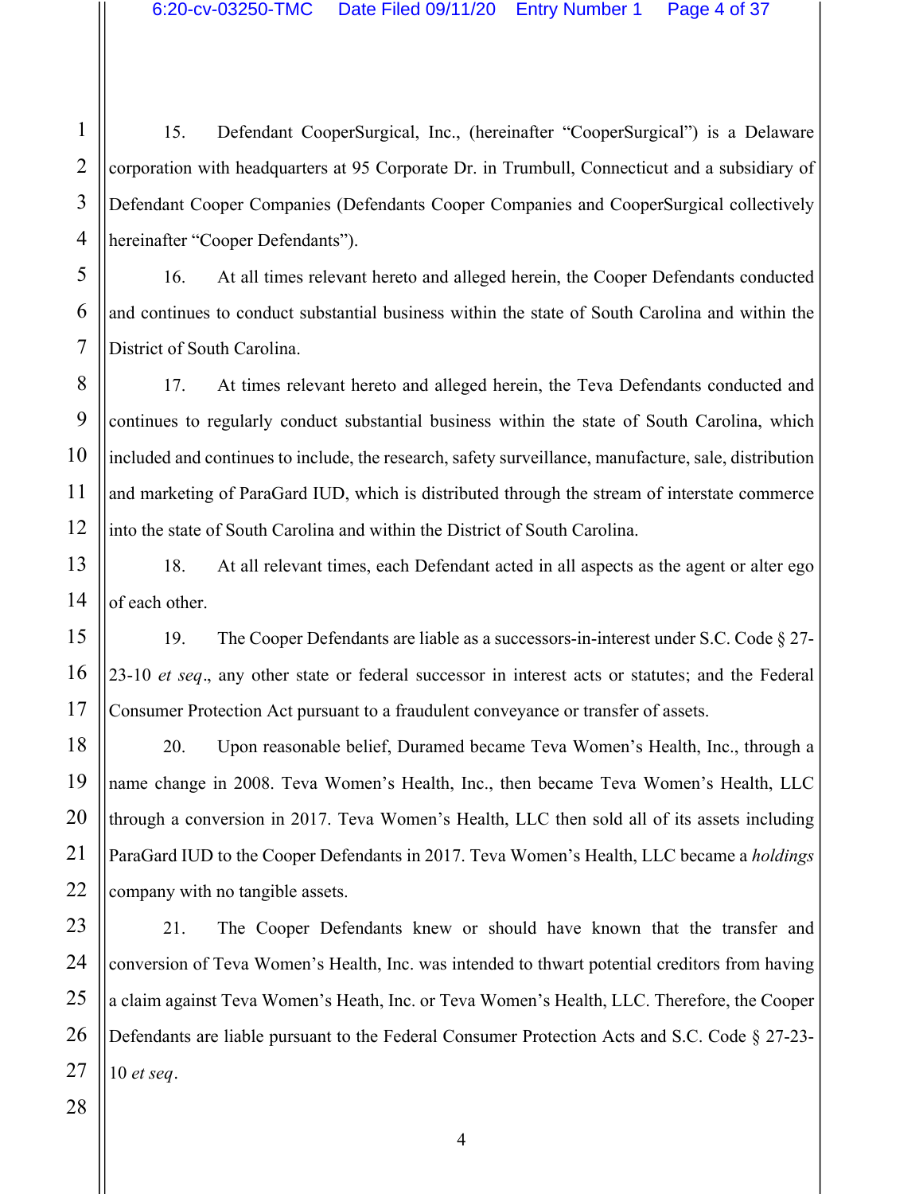15. Defendant CooperSurgical, Inc., (hereinafter "CooperSurgical") is a Delaware corporation with headquarters at 95 Corporate Dr. in Trumbull, Connecticut and a subsidiary of Defendant Cooper Companies (Defendants Cooper Companies and CooperSurgical collectively hereinafter "Cooper Defendants").

16. At all times relevant hereto and alleged herein, the Cooper Defendants conducted and continues to conduct substantial business within the state of South Carolina and within the District of South Carolina.

17. At times relevant hereto and alleged herein, the Teva Defendants conducted and continues to regularly conduct substantial business within the state of South Carolina, which included and continues to include, the research, safety surveillance, manufacture, sale, distribution and marketing of ParaGard IUD, which is distributed through the stream of interstate commerce into the state of South Carolina and within the District of South Carolina.

18. At all relevant times, each Defendant acted in all aspects as the agent or alter ego of each other.

19. The Cooper Defendants are liable as a successors-in-interest under S.C. Code § 27-23-10 *et seq*., any other state or federal successor in interest acts or statutes; and the Federal Consumer Protection Act pursuant to a fraudulent conveyance or transfer of assets.

20. Upon reasonable belief, Duramed became Teva Women's Health, Inc., through a name change in 2008. Teva Women's Health, Inc., then became Teva Women's Health, LLC through a conversion in 2017. Teva Women's Health, LLC then sold all of its assets including ParaGard IUD to the Cooper Defendants in 2017. Teva Women's Health, LLC became a *holdings* company with no tangible assets.

21. The Cooper Defendants knew or should have known that the transfer and conversion of Teva Women's Health, Inc. was intended to thwart potential creditors from having a claim against Teva Women's Heath, Inc. or Teva Women's Health, LLC. Therefore, the Cooper Defendants are liable pursuant to the Federal Consumer Protection Acts and S.C. Code § 27-23-10 *et seq*.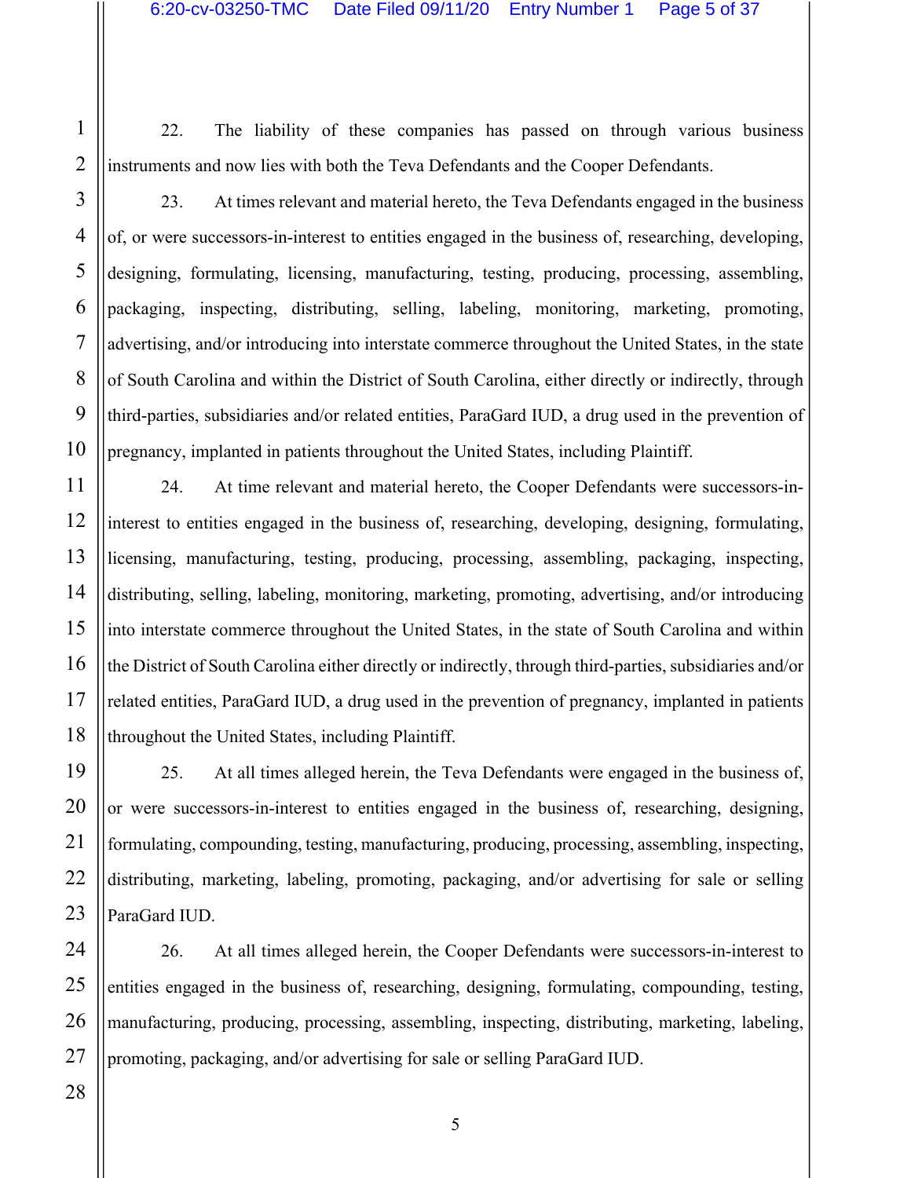22. The liability of these companies has passed on through various business instruments and now lies with both the Teva Defendants and the Cooper Defendants.

23. At times relevant and material hereto, the Teva Defendants engaged in the business of, or were successors-in-interest to entities engaged in the business of, researching, developing, designing, formulating, licensing, manufacturing, testing, producing, processing, assembling, packaging, inspecting, distributing, selling, labeling, monitoring, marketing, promoting, advertising, and/or introducing into interstate commerce throughout the United States, in the state of South Carolina and within the District of South Carolina, either directly or indirectly, through third-parties, subsidiaries and/or related entities, ParaGard IUD, a drug used in the prevention of pregnancy, implanted in patients throughout the United States, including Plaintiff.

24. At time relevant and material hereto, the Cooper Defendants were successors-in-interest to entities engaged in the business of, researching, developing, designing, formulating, licensing, manufacturing, testing, producing, processing, assembling, packaging, inspecting, distributing, selling, labeling, monitoring, marketing, promoting, advertising, and/or introducing into interstate commerce throughout the United States, in the state of South Carolina and within the District of South Carolina either directly or indirectly, through third-parties, subsidiaries and/or related entities, ParaGard IUD, a drug used in the prevention of pregnancy, implanted in patients throughout the United States, including Plaintiff.

25. At all times alleged herein, the Teva Defendants were engaged in the business of, or were successors-in-interest to entities engaged in the business of, researching, designing, formulating, compounding, testing, manufacturing, producing, processing, assembling, inspecting, distributing, marketing, labeling, promoting, packaging, and/or advertising for sale or selling ParaGard IUD.

26. At all times alleged herein, the Cooper Defendants were successors-in-interest to entities engaged in the business of, researching, designing, formulating, compounding, testing, manufacturing, producing, processing, assembling, inspecting, distributing, marketing, labeling, promoting, packaging, and/or advertising for sale or selling ParaGard IUD.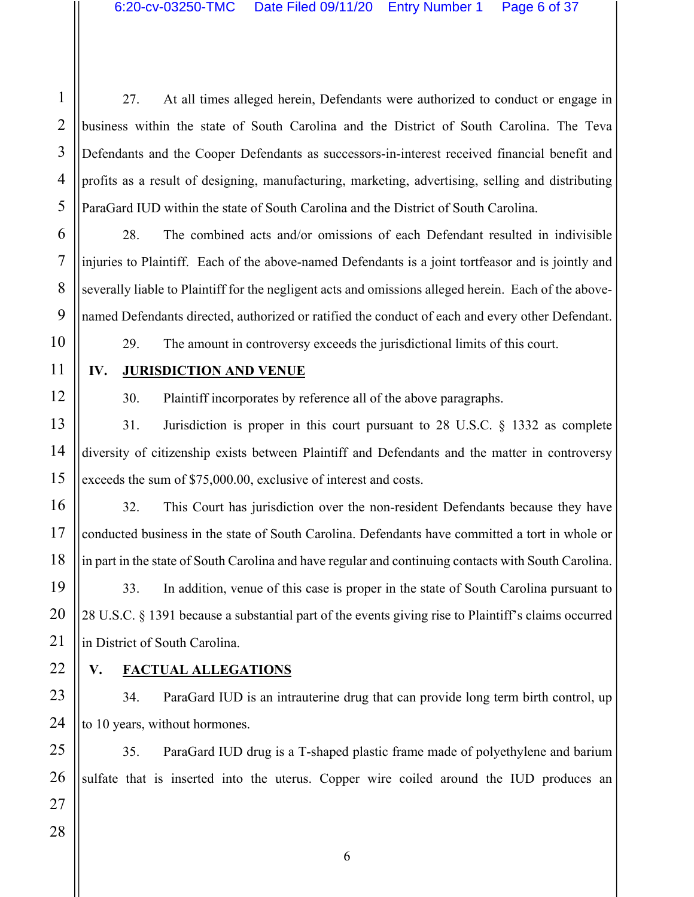27. At all times alleged herein, Defendants were authorized to conduct or engage in business within the state of South Carolina and the District of South Carolina. The Teva Defendants and the Cooper Defendants as successors-in-interest received financial benefit and profits as a result of designing, manufacturing, marketing, advertising, selling and distributing ParaGard IUD within the state of South Carolina and the District of South Carolina.

28. The combined acts and/or omissions of each Defendant resulted in indivisible injuries to Plaintiff. Each of the above-named Defendants is a joint tortfeasor and is jointly and severally liable to Plaintiff for the negligent acts and omissions alleged herein. Each of the above-named Defendants directed, authorized or ratified the conduct of each and every other Defendant.

29. The amount in controversy exceeds the jurisdictional limits of this court.

## IV. JURISDICTION AND VENUE

30. Plaintiff incorporates by reference all of the above paragraphs.

31. Jurisdiction is proper in this court pursuant to 28 U.S.C. § 1332 as complete diversity of citizenship exists between Plaintiff and Defendants and the matter in controversy exceeds the sum of $75,000.00, exclusive of interest and costs.

32. This Court has jurisdiction over the non-resident Defendants because they have conducted business in the state of South Carolina. Defendants have committed a tort in whole or in part in the state of South Carolina and have regular and continuing contacts with South Carolina.

33. In addition, venue of this case is proper in the state of South Carolina pursuant to 28 U.S.C. § 1391 because a substantial part of the events giving rise to Plaintiff's claims occurred in District of South Carolina.

## V. FACTUAL ALLEGATIONS

34. ParaGard IUD is an intrauterine drug that can provide long term birth control, up to 10 years, without hormones.

35. ParaGard IUD drug is a T-shaped plastic frame made of polyethylene and barium sulfate that is inserted into the uterus. Copper wire coiled around the IUD produces an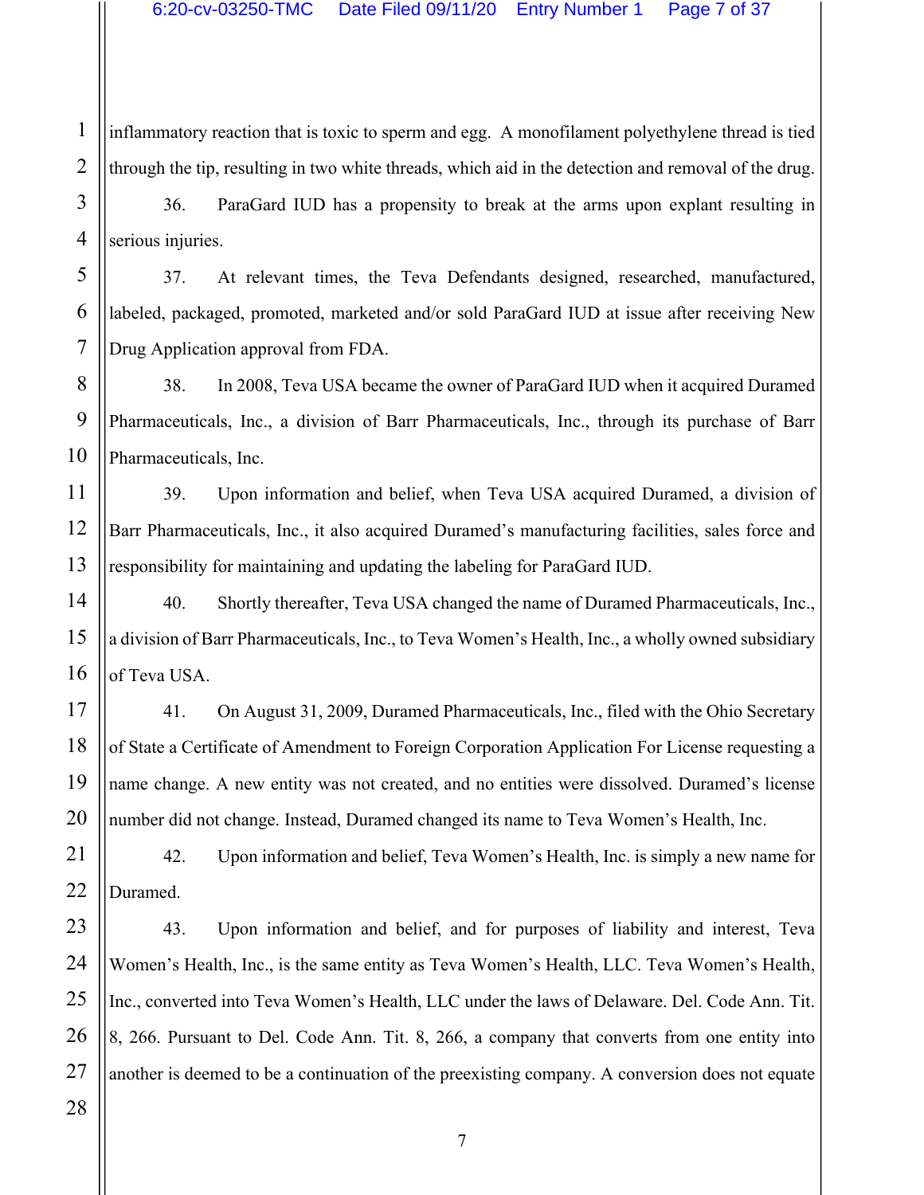inflammatory reaction that is toxic to sperm and egg. A monofilament polyethylene thread is tied through the tip, resulting in two white threads, which aid in the detection and removal of the drug.

36. ParaGard IUD has a propensity to break at the arms upon explant resulting in serious injuries.

37. At relevant times, the Teva Defendants designed, researched, manufactured, labeled, packaged, promoted, marketed and/or sold ParaGard IUD at issue after receiving New Drug Application approval from FDA.

38. In 2008, Teva USA became the owner of ParaGard IUD when it acquired Duramed Pharmaceuticals, Inc., a division of Barr Pharmaceuticals, Inc., through its purchase of Barr Pharmaceuticals, Inc.

39. Upon information and belief, when Teva USA acquired Duramed, a division of Barr Pharmaceuticals, Inc., it also acquired Duramed's manufacturing facilities, sales force and responsibility for maintaining and updating the labeling for ParaGard IUD.

40. Shortly thereafter, Teva USA changed the name of Duramed Pharmaceuticals, Inc., a division of Barr Pharmaceuticals, Inc., to Teva Women's Health, Inc., a wholly owned subsidiary of Teva USA.

41. On August 31, 2009, Duramed Pharmaceuticals, Inc., filed with the Ohio Secretary of State a Certificate of Amendment to Foreign Corporation Application For License requesting a name change. A new entity was not created, and no entities were dissolved. Duramed's license number did not change. Instead, Duramed changed its name to Teva Women's Health, Inc.

42. Upon information and belief, Teva Women's Health, Inc. is simply a new name for Duramed.

43. Upon information and belief, and for purposes of liability and interest, Teva Women's Health, Inc., is the same entity as Teva Women's Health, LLC. Teva Women's Health, Inc., converted into Teva Women's Health, LLC under the laws of Delaware. Del. Code Ann. Tit. 8, 266. Pursuant to Del. Code Ann. Tit. 8, 266, a company that converts from one entity into another is deemed to be a continuation of the preexisting company. A conversion does not equate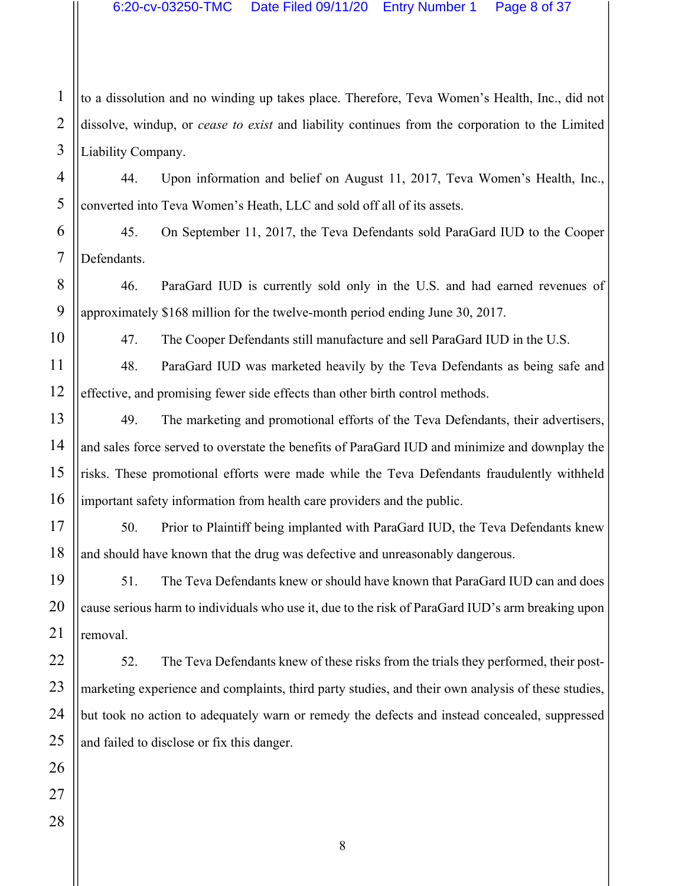to a dissolution and no winding up takes place. Therefore, Teva Women's Health, Inc., did not dissolve, windup, or *cease to exist* and liability continues from the corporation to the Limited Liability Company.

44. Upon information and belief on August 11, 2017, Teva Women's Health, Inc., converted into Teva Women's Heath, LLC and sold off all of its assets.

45. On September 11, 2017, the Teva Defendants sold ParaGard IUD to the Cooper Defendants.

46. ParaGard IUD is currently sold only in the U.S. and had earned revenues of approximately $168 million for the twelve-month period ending June 30, 2017.

47. The Cooper Defendants still manufacture and sell ParaGard IUD in the U.S.

48. ParaGard IUD was marketed heavily by the Teva Defendants as being safe and effective, and promising fewer side effects than other birth control methods.

49. The marketing and promotional efforts of the Teva Defendants, their advertisers, and sales force served to overstate the benefits of ParaGard IUD and minimize and downplay the risks. These promotional efforts were made while the Teva Defendants fraudulently withheld important safety information from health care providers and the public.

50. Prior to Plaintiff being implanted with ParaGard IUD, the Teva Defendants knew and should have known that the drug was defective and unreasonably dangerous.

51. The Teva Defendants knew or should have known that ParaGard IUD can and does cause serious harm to individuals who use it, due to the risk of ParaGard IUD's arm breaking upon removal.

52. The Teva Defendants knew of these risks from the trials they performed, their post-marketing experience and complaints, third party studies, and their own analysis of these studies, but took no action to adequately warn or remedy the defects and instead concealed, suppressed and failed to disclose or fix this danger.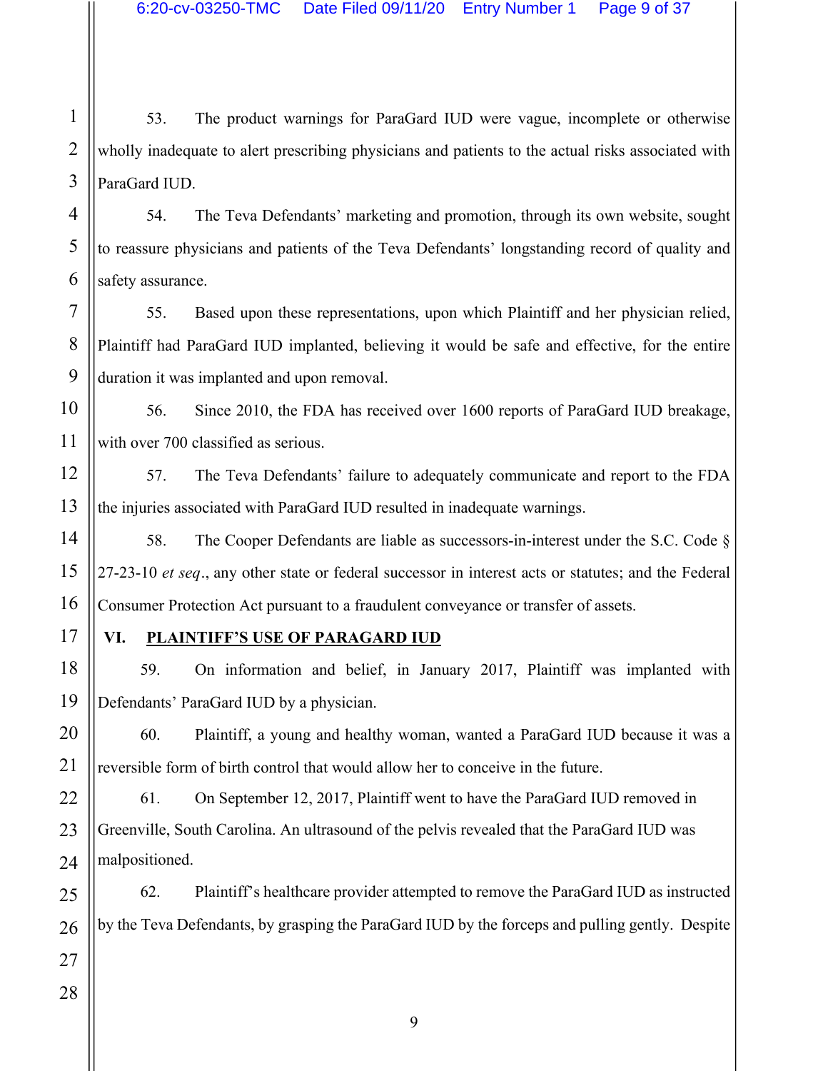53. The product warnings for ParaGard IUD were vague, incomplete or otherwise wholly inadequate to alert prescribing physicians and patients to the actual risks associated with ParaGard IUD.

54. The Teva Defendants' marketing and promotion, through its own website, sought to reassure physicians and patients of the Teva Defendants' longstanding record of quality and safety assurance.

55. Based upon these representations, upon which Plaintiff and her physician relied, Plaintiff had ParaGard IUD implanted, believing it would be safe and effective, for the entire duration it was implanted and upon removal.

56. Since 2010, the FDA has received over 1600 reports of ParaGard IUD breakage, with over 700 classified as serious.

57. The Teva Defendants' failure to adequately communicate and report to the FDA the injuries associated with ParaGard IUD resulted in inadequate warnings.

58. The Cooper Defendants are liable as successors-in-interest under the S.C. Code § 27-23-10 *et seq*., any other state or federal successor in interest acts or statutes; and the Federal Consumer Protection Act pursuant to a fraudulent conveyance or transfer of assets.

## VI. PLAINTIFF'S USE OF PARAGARD IUD

59. On information and belief, in January 2017, Plaintiff was implanted with Defendants' ParaGard IUD by a physician.

60. Plaintiff, a young and healthy woman, wanted a ParaGard IUD because it was a reversible form of birth control that would allow her to conceive in the future.

61. On September 12, 2017, Plaintiff went to have the ParaGard IUD removed in Greenville, South Carolina. An ultrasound of the pelvis revealed that the ParaGard IUD was malpositioned.

62. Plaintiff's healthcare provider attempted to remove the ParaGard IUD as instructed by the Teva Defendants, by grasping the ParaGard IUD by the forceps and pulling gently. Despite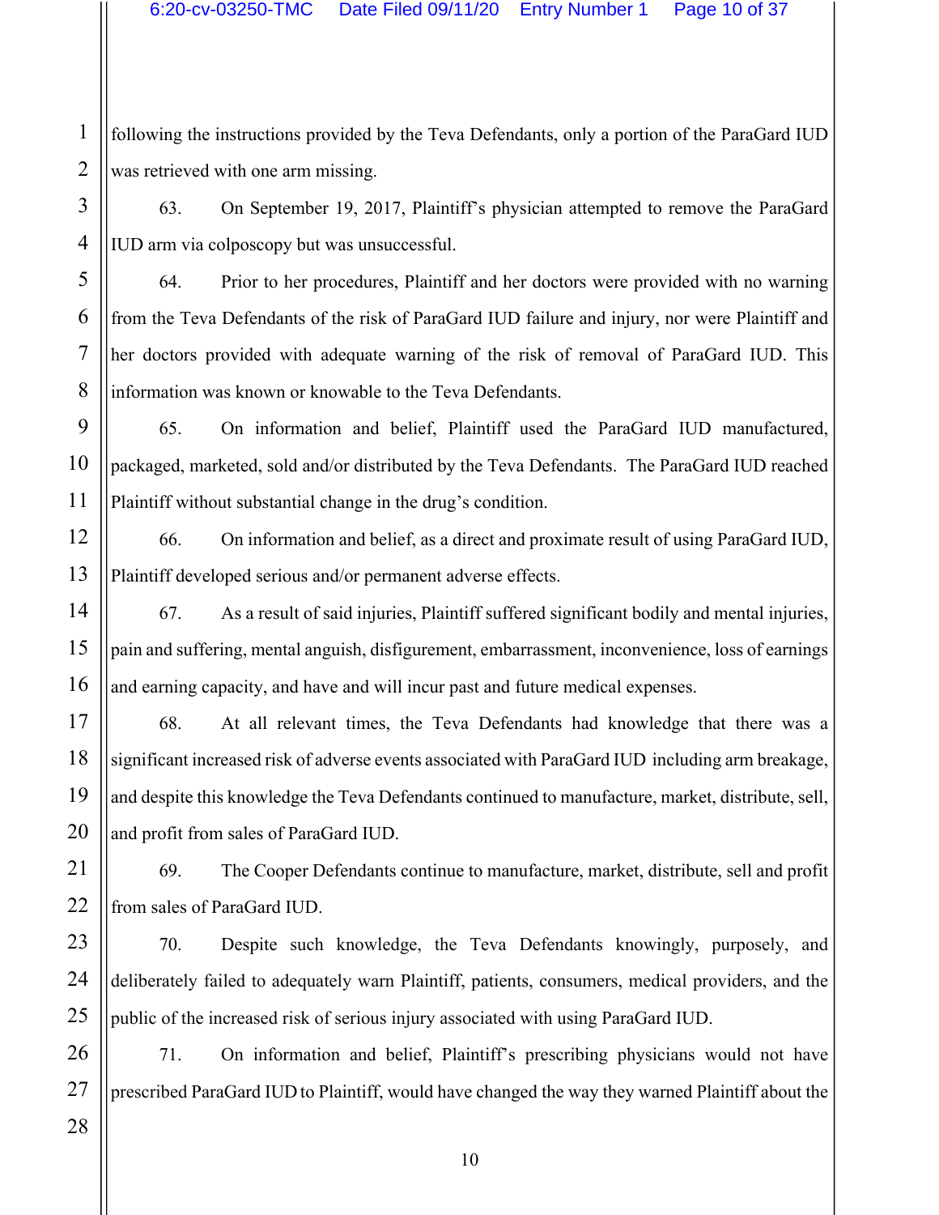following the instructions provided by the Teva Defendants, only a portion of the ParaGard IUD was retrieved with one arm missing.

63. On September 19, 2017, Plaintiff's physician attempted to remove the ParaGard IUD arm via colposcopy but was unsuccessful.

64. Prior to her procedures, Plaintiff and her doctors were provided with no warning from the Teva Defendants of the risk of ParaGard IUD failure and injury, nor were Plaintiff and her doctors provided with adequate warning of the risk of removal of ParaGard IUD. This information was known or knowable to the Teva Defendants.

65. On information and belief, Plaintiff used the ParaGard IUD manufactured, packaged, marketed, sold and/or distributed by the Teva Defendants. The ParaGard IUD reached Plaintiff without substantial change in the drug's condition.

66. On information and belief, as a direct and proximate result of using ParaGard IUD, Plaintiff developed serious and/or permanent adverse effects.

67. As a result of said injuries, Plaintiff suffered significant bodily and mental injuries, pain and suffering, mental anguish, disfigurement, embarrassment, inconvenience, loss of earnings and earning capacity, and have and will incur past and future medical expenses.

68. At all relevant times, the Teva Defendants had knowledge that there was a significant increased risk of adverse events associated with ParaGard IUD including arm breakage, and despite this knowledge the Teva Defendants continued to manufacture, market, distribute, sell, and profit from sales of ParaGard IUD.

69. The Cooper Defendants continue to manufacture, market, distribute, sell and profit from sales of ParaGard IUD.

70. Despite such knowledge, the Teva Defendants knowingly, purposely, and deliberately failed to adequately warn Plaintiff, patients, consumers, medical providers, and the public of the increased risk of serious injury associated with using ParaGard IUD.

71. On information and belief, Plaintiff's prescribing physicians would not have prescribed ParaGard IUD to Plaintiff, would have changed the way they warned Plaintiff about the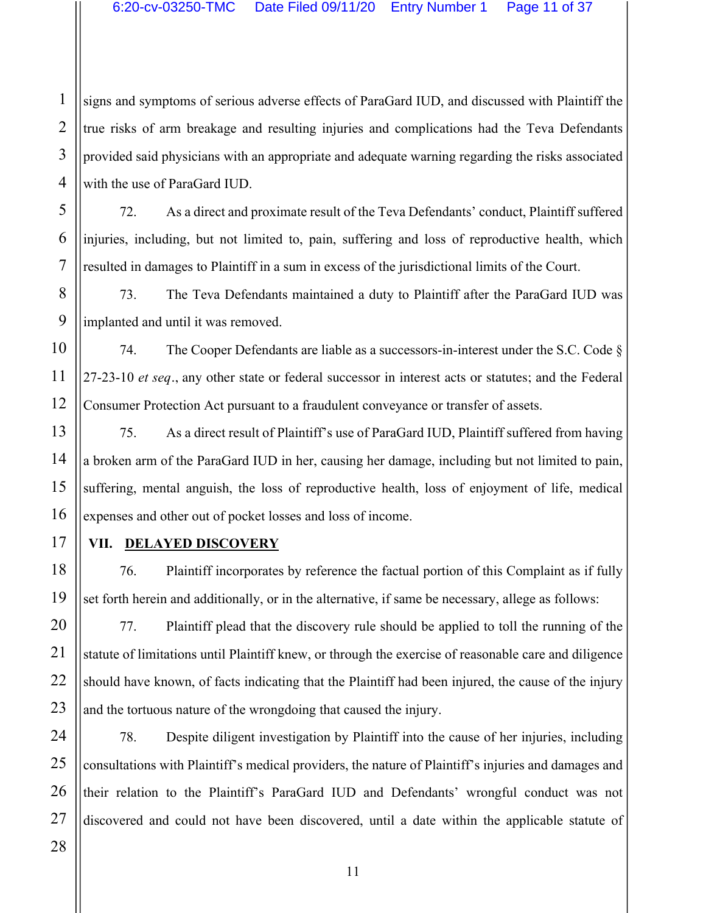signs and symptoms of serious adverse effects of ParaGard IUD, and discussed with Plaintiff the true risks of arm breakage and resulting injuries and complications had the Teva Defendants provided said physicians with an appropriate and adequate warning regarding the risks associated with the use of ParaGard IUD.

72. As a direct and proximate result of the Teva Defendants' conduct, Plaintiff suffered injuries, including, but not limited to, pain, suffering and loss of reproductive health, which resulted in damages to Plaintiff in a sum in excess of the jurisdictional limits of the Court.

73. The Teva Defendants maintained a duty to Plaintiff after the ParaGard IUD was implanted and until it was removed.

74. The Cooper Defendants are liable as a successors-in-interest under the S.C. Code § 27-23-10 *et seq*., any other state or federal successor in interest acts or statutes; and the Federal Consumer Protection Act pursuant to a fraudulent conveyance or transfer of assets.

75. As a direct result of Plaintiff's use of ParaGard IUD, Plaintiff suffered from having a broken arm of the ParaGard IUD in her, causing her damage, including but not limited to pain, suffering, mental anguish, the loss of reproductive health, loss of enjoyment of life, medical expenses and other out of pocket losses and loss of income.

## VII. DELAYED DISCOVERY

76. Plaintiff incorporates by reference the factual portion of this Complaint as if fully set forth herein and additionally, or in the alternative, if same be necessary, allege as follows:

77. Plaintiff plead that the discovery rule should be applied to toll the running of the statute of limitations until Plaintiff knew, or through the exercise of reasonable care and diligence should have known, of facts indicating that the Plaintiff had been injured, the cause of the injury and the tortuous nature of the wrongdoing that caused the injury.

78. Despite diligent investigation by Plaintiff into the cause of her injuries, including consultations with Plaintiff's medical providers, the nature of Plaintiff's injuries and damages and their relation to the Plaintiff's ParaGard IUD and Defendants' wrongful conduct was not discovered and could not have been discovered, until a date within the applicable statute of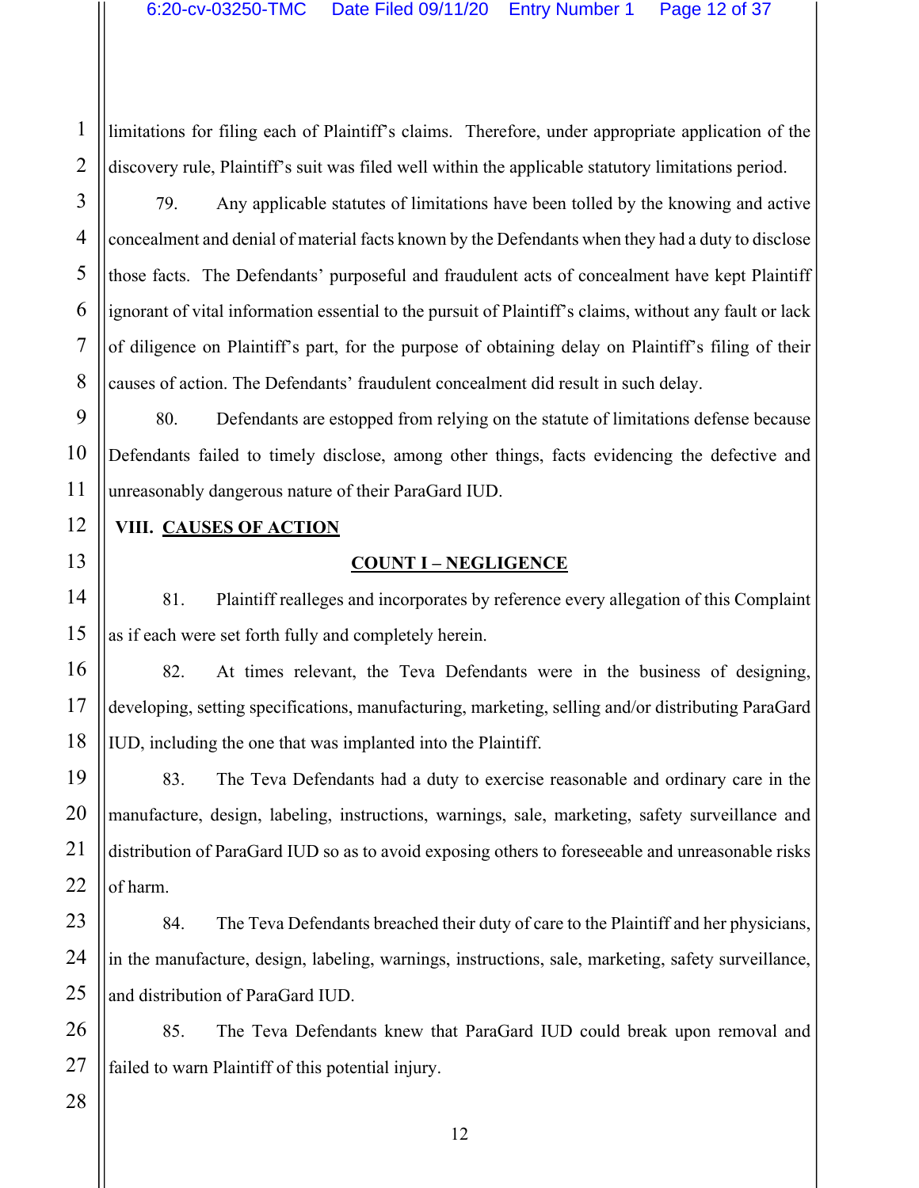limitations for filing each of Plaintiff's claims. Therefore, under appropriate application of the discovery rule, Plaintiff's suit was filed well within the applicable statutory limitations period.

79. Any applicable statutes of limitations have been tolled by the knowing and active concealment and denial of material facts known by the Defendants when they had a duty to disclose those facts. The Defendants' purposeful and fraudulent acts of concealment have kept Plaintiff ignorant of vital information essential to the pursuit of Plaintiff's claims, without any fault or lack of diligence on Plaintiff's part, for the purpose of obtaining delay on Plaintiff's filing of their causes of action. The Defendants' fraudulent concealment did result in such delay.

80. Defendants are estopped from relying on the statute of limitations defense because Defendants failed to timely disclose, among other things, facts evidencing the defective and unreasonably dangerous nature of their ParaGard IUD.

## VIII. CAUSES OF ACTION

### COUNT I – NEGLIGENCE

81. Plaintiff realleges and incorporates by reference every allegation of this Complaint as if each were set forth fully and completely herein.

82. At times relevant, the Teva Defendants were in the business of designing, developing, setting specifications, manufacturing, marketing, selling and/or distributing ParaGard IUD, including the one that was implanted into the Plaintiff.

83. The Teva Defendants had a duty to exercise reasonable and ordinary care in the manufacture, design, labeling, instructions, warnings, sale, marketing, safety surveillance and distribution of ParaGard IUD so as to avoid exposing others to foreseeable and unreasonable risks of harm.

84. The Teva Defendants breached their duty of care to the Plaintiff and her physicians, in the manufacture, design, labeling, warnings, instructions, sale, marketing, safety surveillance, and distribution of ParaGard IUD.

85. The Teva Defendants knew that ParaGard IUD could break upon removal and failed to warn Plaintiff of this potential injury.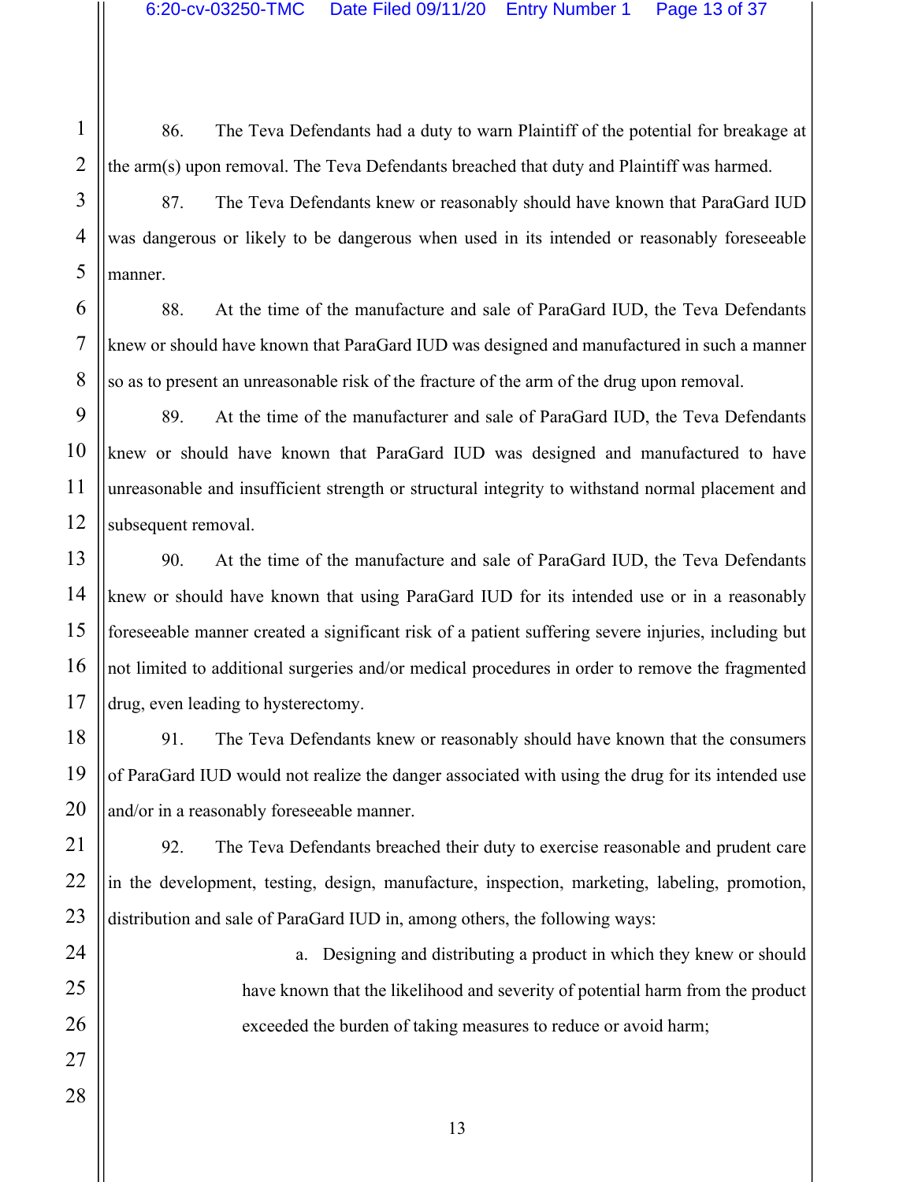86. The Teva Defendants had a duty to warn Plaintiff of the potential for breakage at the arm(s) upon removal. The Teva Defendants breached that duty and Plaintiff was harmed.

87. The Teva Defendants knew or reasonably should have known that ParaGard IUD was dangerous or likely to be dangerous when used in its intended or reasonably foreseeable manner.

88. At the time of the manufacture and sale of ParaGard IUD, the Teva Defendants knew or should have known that ParaGard IUD was designed and manufactured in such a manner so as to present an unreasonable risk of the fracture of the arm of the drug upon removal.

89. At the time of the manufacturer and sale of ParaGard IUD, the Teva Defendants knew or should have known that ParaGard IUD was designed and manufactured to have unreasonable and insufficient strength or structural integrity to withstand normal placement and subsequent removal.

90. At the time of the manufacture and sale of ParaGard IUD, the Teva Defendants knew or should have known that using ParaGard IUD for its intended use or in a reasonably foreseeable manner created a significant risk of a patient suffering severe injuries, including but not limited to additional surgeries and/or medical procedures in order to remove the fragmented drug, even leading to hysterectomy.

91. The Teva Defendants knew or reasonably should have known that the consumers of ParaGard IUD would not realize the danger associated with using the drug for its intended use and/or in a reasonably foreseeable manner.

92. The Teva Defendants breached their duty to exercise reasonable and prudent care in the development, testing, design, manufacture, inspection, marketing, labeling, promotion, distribution and sale of ParaGard IUD in, among others, the following ways:

a. Designing and distributing a product in which they knew or should have known that the likelihood and severity of potential harm from the product exceeded the burden of taking measures to reduce or avoid harm;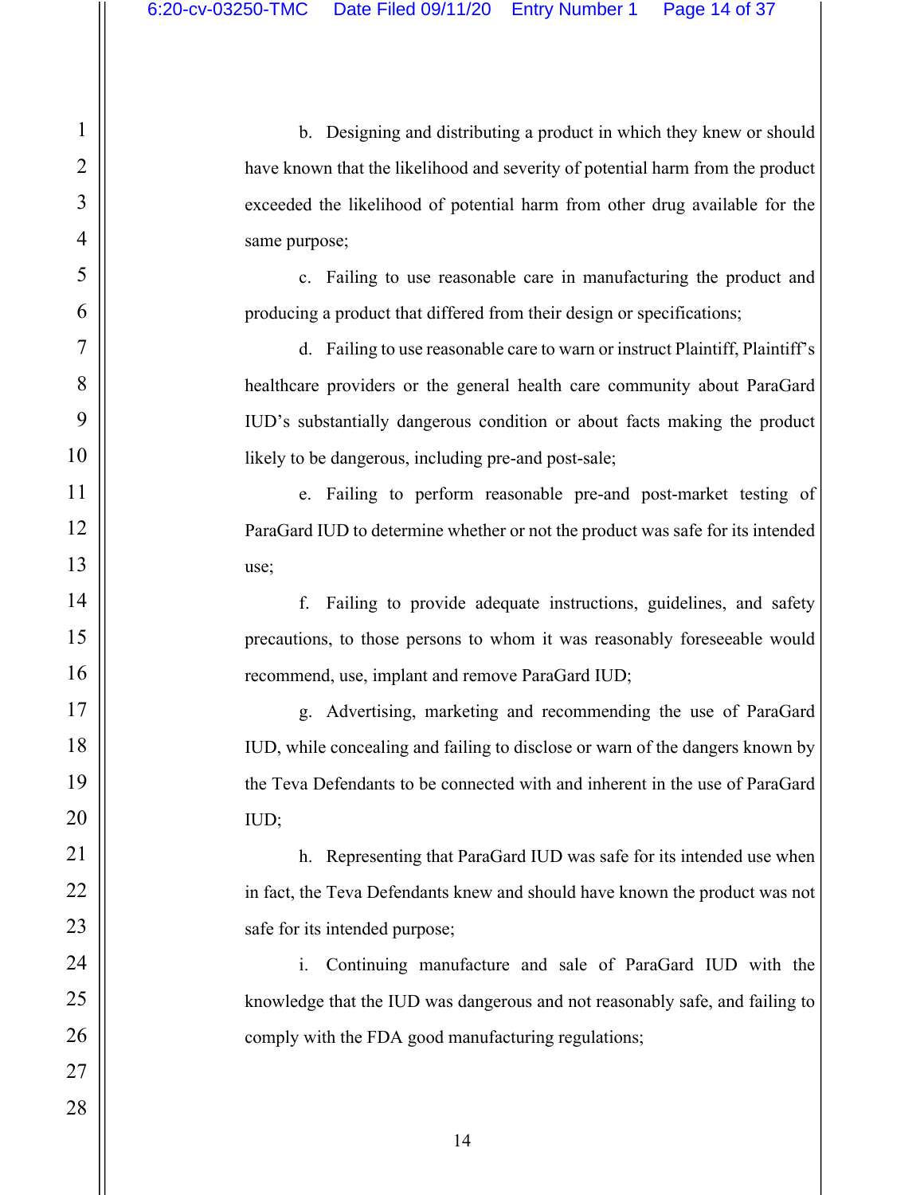b. Designing and distributing a product in which they knew or should have known that the likelihood and severity of potential harm from the product exceeded the likelihood of potential harm from other drug available for the same purpose;

c. Failing to use reasonable care in manufacturing the product and producing a product that differed from their design or specifications;

d. Failing to use reasonable care to warn or instruct Plaintiff, Plaintiff's healthcare providers or the general health care community about ParaGard IUD's substantially dangerous condition or about facts making the product likely to be dangerous, including pre-and post-sale;

e. Failing to perform reasonable pre-and post-market testing of ParaGard IUD to determine whether or not the product was safe for its intended use;

f. Failing to provide adequate instructions, guidelines, and safety precautions, to those persons to whom it was reasonably foreseeable would recommend, use, implant and remove ParaGard IUD;

g. Advertising, marketing and recommending the use of ParaGard IUD, while concealing and failing to disclose or warn of the dangers known by the Teva Defendants to be connected with and inherent in the use of ParaGard IUD;

h. Representing that ParaGard IUD was safe for its intended use when in fact, the Teva Defendants knew and should have known the product was not safe for its intended purpose;

i. Continuing manufacture and sale of ParaGard IUD with the knowledge that the IUD was dangerous and not reasonably safe, and failing to comply with the FDA good manufacturing regulations;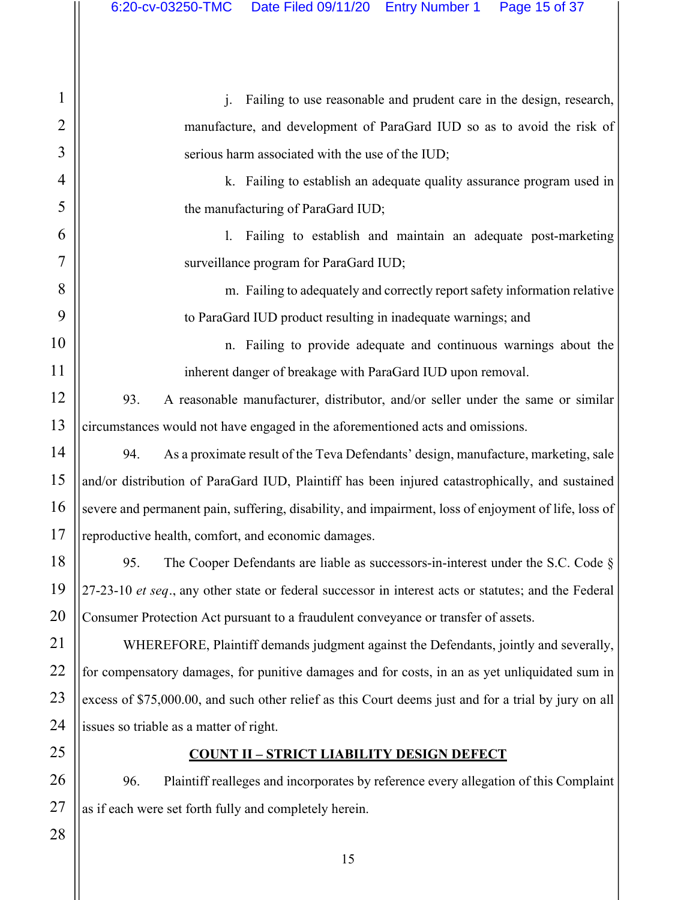j. Failing to use reasonable and prudent care in the design, research, manufacture, and development of ParaGard IUD so as to avoid the risk of serious harm associated with the use of the IUD;

k. Failing to establish an adequate quality assurance program used in the manufacturing of ParaGard IUD;

l. Failing to establish and maintain an adequate post-marketing surveillance program for ParaGard IUD;

m. Failing to adequately and correctly report safety information relative to ParaGard IUD product resulting in inadequate warnings; and

n. Failing to provide adequate and continuous warnings about the inherent danger of breakage with ParaGard IUD upon removal.

93. A reasonable manufacturer, distributor, and/or seller under the same or similar circumstances would not have engaged in the aforementioned acts and omissions.

94. As a proximate result of the Teva Defendants' design, manufacture, marketing, sale and/or distribution of ParaGard IUD, Plaintiff has been injured catastrophically, and sustained severe and permanent pain, suffering, disability, and impairment, loss of enjoyment of life, loss of reproductive health, comfort, and economic damages.

95. The Cooper Defendants are liable as successors-in-interest under the S.C. Code § 27-23-10 *et seq*., any other state or federal successor in interest acts or statutes; and the Federal Consumer Protection Act pursuant to a fraudulent conveyance or transfer of assets.

WHEREFORE, Plaintiff demands judgment against the Defendants, jointly and severally, for compensatory damages, for punitive damages and for costs, in an as yet unliquidated sum in excess of $75,000.00, and such other relief as this Court deems just and for a trial by jury on all issues so triable as a matter of right.

## COUNT II – STRICT LIABILITY DESIGN DEFECT

96. Plaintiff realleges and incorporates by reference every allegation of this Complaint as if each were set forth fully and completely herein.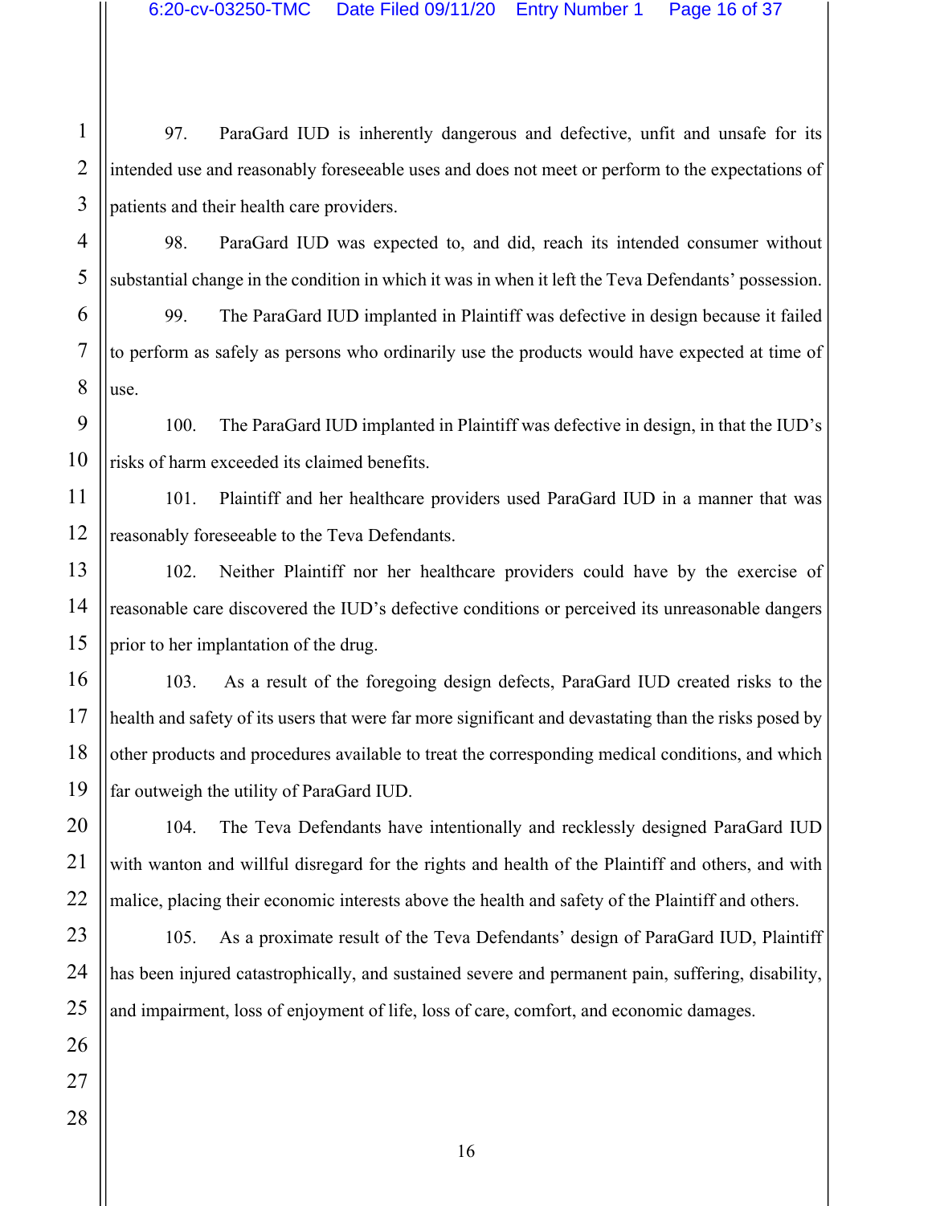97. ParaGard IUD is inherently dangerous and defective, unfit and unsafe for its intended use and reasonably foreseeable uses and does not meet or perform to the expectations of patients and their health care providers.

98. ParaGard IUD was expected to, and did, reach its intended consumer without substantial change in the condition in which it was in when it left the Teva Defendants' possession.

99. The ParaGard IUD implanted in Plaintiff was defective in design because it failed to perform as safely as persons who ordinarily use the products would have expected at time of use.

100. The ParaGard IUD implanted in Plaintiff was defective in design, in that the IUD's risks of harm exceeded its claimed benefits.

101. Plaintiff and her healthcare providers used ParaGard IUD in a manner that was reasonably foreseeable to the Teva Defendants.

102. Neither Plaintiff nor her healthcare providers could have by the exercise of reasonable care discovered the IUD's defective conditions or perceived its unreasonable dangers prior to her implantation of the drug.

103. As a result of the foregoing design defects, ParaGard IUD created risks to the health and safety of its users that were far more significant and devastating than the risks posed by other products and procedures available to treat the corresponding medical conditions, and which far outweigh the utility of ParaGard IUD.

104. The Teva Defendants have intentionally and recklessly designed ParaGard IUD with wanton and willful disregard for the rights and health of the Plaintiff and others, and with malice, placing their economic interests above the health and safety of the Plaintiff and others.

105. As a proximate result of the Teva Defendants' design of ParaGard IUD, Plaintiff has been injured catastrophically, and sustained severe and permanent pain, suffering, disability, and impairment, loss of enjoyment of life, loss of care, comfort, and economic damages.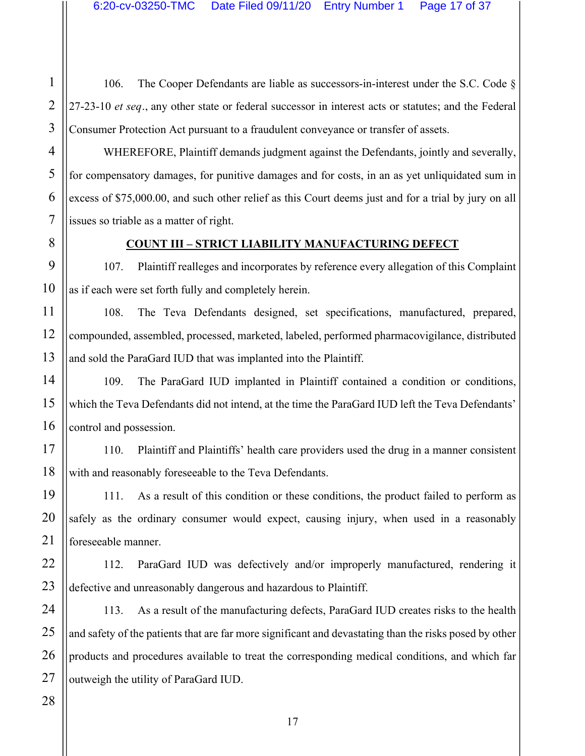106. The Cooper Defendants are liable as successors-in-interest under the S.C. Code § 27-23-10 *et seq*., any other state or federal successor in interest acts or statutes; and the Federal Consumer Protection Act pursuant to a fraudulent conveyance or transfer of assets.

WHEREFORE, Plaintiff demands judgment against the Defendants, jointly and severally, for compensatory damages, for punitive damages and for costs, in an as yet unliquidated sum in excess of $75,000.00, and such other relief as this Court deems just and for a trial by jury on all issues so triable as a matter of right.

**COUNT III – STRICT LIABILITY MANUFACTURING DEFECT**

107. Plaintiff realleges and incorporates by reference every allegation of this Complaint as if each were set forth fully and completely herein.

108. The Teva Defendants designed, set specifications, manufactured, prepared, compounded, assembled, processed, marketed, labeled, performed pharmacovigilance, distributed and sold the ParaGard IUD that was implanted into the Plaintiff.

109. The ParaGard IUD implanted in Plaintiff contained a condition or conditions, which the Teva Defendants did not intend, at the time the ParaGard IUD left the Teva Defendants' control and possession.

110. Plaintiff and Plaintiffs' health care providers used the drug in a manner consistent with and reasonably foreseeable to the Teva Defendants.

111. As a result of this condition or these conditions, the product failed to perform as safely as the ordinary consumer would expect, causing injury, when used in a reasonably foreseeable manner.

112. ParaGard IUD was defectively and/or improperly manufactured, rendering it defective and unreasonably dangerous and hazardous to Plaintiff.

113. As a result of the manufacturing defects, ParaGard IUD creates risks to the health and safety of the patients that are far more significant and devastating than the risks posed by other products and procedures available to treat the corresponding medical conditions, and which far outweigh the utility of ParaGard IUD.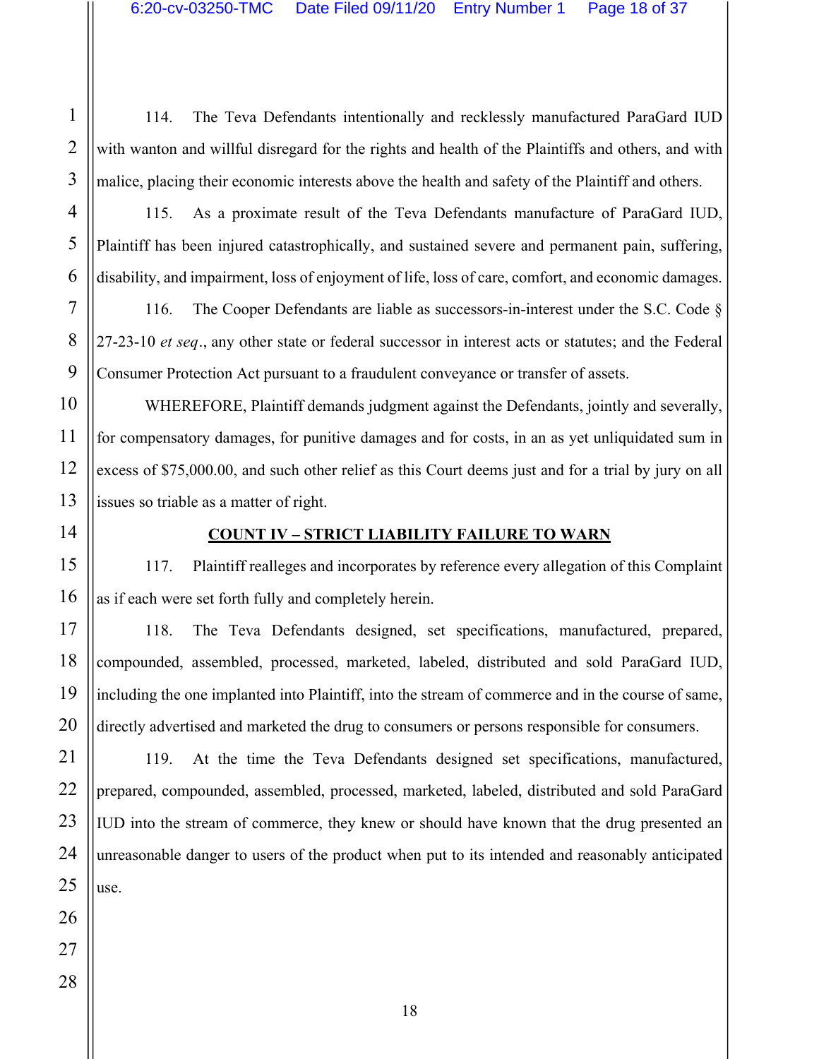114. The Teva Defendants intentionally and recklessly manufactured ParaGard IUD with wanton and willful disregard for the rights and health of the Plaintiffs and others, and with malice, placing their economic interests above the health and safety of the Plaintiff and others.

115. As a proximate result of the Teva Defendants manufacture of ParaGard IUD, Plaintiff has been injured catastrophically, and sustained severe and permanent pain, suffering, disability, and impairment, loss of enjoyment of life, loss of care, comfort, and economic damages.

116. The Cooper Defendants are liable as successors-in-interest under the S.C. Code § 27-23-10 *et seq*., any other state or federal successor in interest acts or statutes; and the Federal Consumer Protection Act pursuant to a fraudulent conveyance or transfer of assets.

WHEREFORE, Plaintiff demands judgment against the Defendants, jointly and severally, for compensatory damages, for punitive damages and for costs, in an as yet unliquidated sum in excess of $75,000.00, and such other relief as this Court deems just and for a trial by jury on all issues so triable as a matter of right.

## COUNT IV – STRICT LIABILITY FAILURE TO WARN

117. Plaintiff realleges and incorporates by reference every allegation of this Complaint as if each were set forth fully and completely herein.

118. The Teva Defendants designed, set specifications, manufactured, prepared, compounded, assembled, processed, marketed, labeled, distributed and sold ParaGard IUD, including the one implanted into Plaintiff, into the stream of commerce and in the course of same, directly advertised and marketed the drug to consumers or persons responsible for consumers.

119. At the time the Teva Defendants designed set specifications, manufactured, prepared, compounded, assembled, processed, marketed, labeled, distributed and sold ParaGard IUD into the stream of commerce, they knew or should have known that the drug presented an unreasonable danger to users of the product when put to its intended and reasonably anticipated use.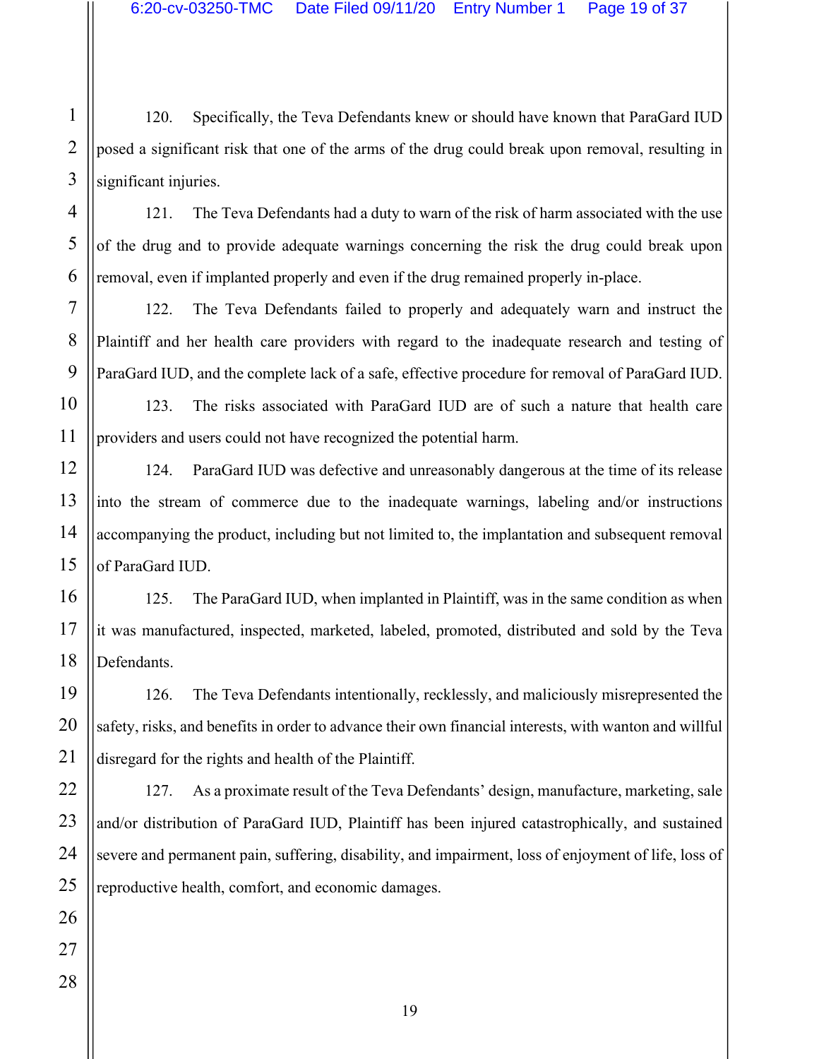120. Specifically, the Teva Defendants knew or should have known that ParaGard IUD posed a significant risk that one of the arms of the drug could break upon removal, resulting in significant injuries.

121. The Teva Defendants had a duty to warn of the risk of harm associated with the use of the drug and to provide adequate warnings concerning the risk the drug could break upon removal, even if implanted properly and even if the drug remained properly in-place.

122. The Teva Defendants failed to properly and adequately warn and instruct the Plaintiff and her health care providers with regard to the inadequate research and testing of ParaGard IUD, and the complete lack of a safe, effective procedure for removal of ParaGard IUD.

123. The risks associated with ParaGard IUD are of such a nature that health care providers and users could not have recognized the potential harm.

124. ParaGard IUD was defective and unreasonably dangerous at the time of its release into the stream of commerce due to the inadequate warnings, labeling and/or instructions accompanying the product, including but not limited to, the implantation and subsequent removal of ParaGard IUD.

125. The ParaGard IUD, when implanted in Plaintiff, was in the same condition as when it was manufactured, inspected, marketed, labeled, promoted, distributed and sold by the Teva Defendants.

126. The Teva Defendants intentionally, recklessly, and maliciously misrepresented the safety, risks, and benefits in order to advance their own financial interests, with wanton and willful disregard for the rights and health of the Plaintiff.

127. As a proximate result of the Teva Defendants' design, manufacture, marketing, sale and/or distribution of ParaGard IUD, Plaintiff has been injured catastrophically, and sustained severe and permanent pain, suffering, disability, and impairment, loss of enjoyment of life, loss of reproductive health, comfort, and economic damages.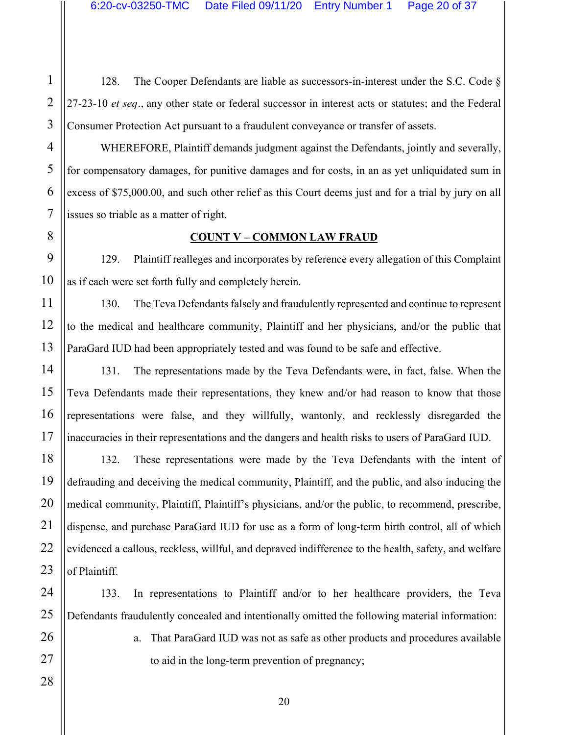128. The Cooper Defendants are liable as successors-in-interest under the S.C. Code § 27-23-10 *et seq*., any other state or federal successor in interest acts or statutes; and the Federal Consumer Protection Act pursuant to a fraudulent conveyance or transfer of assets.

WHEREFORE, Plaintiff demands judgment against the Defendants, jointly and severally, for compensatory damages, for punitive damages and for costs, in an as yet unliquidated sum in excess of $75,000.00, and such other relief as this Court deems just and for a trial by jury on all issues so triable as a matter of right.

## COUNT V – COMMON LAW FRAUD

129. Plaintiff realleges and incorporates by reference every allegation of this Complaint as if each were set forth fully and completely herein.

130. The Teva Defendants falsely and fraudulently represented and continue to represent to the medical and healthcare community, Plaintiff and her physicians, and/or the public that ParaGard IUD had been appropriately tested and was found to be safe and effective.

131. The representations made by the Teva Defendants were, in fact, false. When the Teva Defendants made their representations, they knew and/or had reason to know that those representations were false, and they willfully, wantonly, and recklessly disregarded the inaccuracies in their representations and the dangers and health risks to users of ParaGard IUD.

132. These representations were made by the Teva Defendants with the intent of defrauding and deceiving the medical community, Plaintiff, and the public, and also inducing the medical community, Plaintiff, Plaintiff's physicians, and/or the public, to recommend, prescribe, dispense, and purchase ParaGard IUD for use as a form of long-term birth control, all of which evidenced a callous, reckless, willful, and depraved indifference to the health, safety, and welfare of Plaintiff.

133. In representations to Plaintiff and/or to her healthcare providers, the Teva Defendants fraudulently concealed and intentionally omitted the following material information:

a. That ParaGard IUD was not as safe as other products and procedures available to aid in the long-term prevention of pregnancy;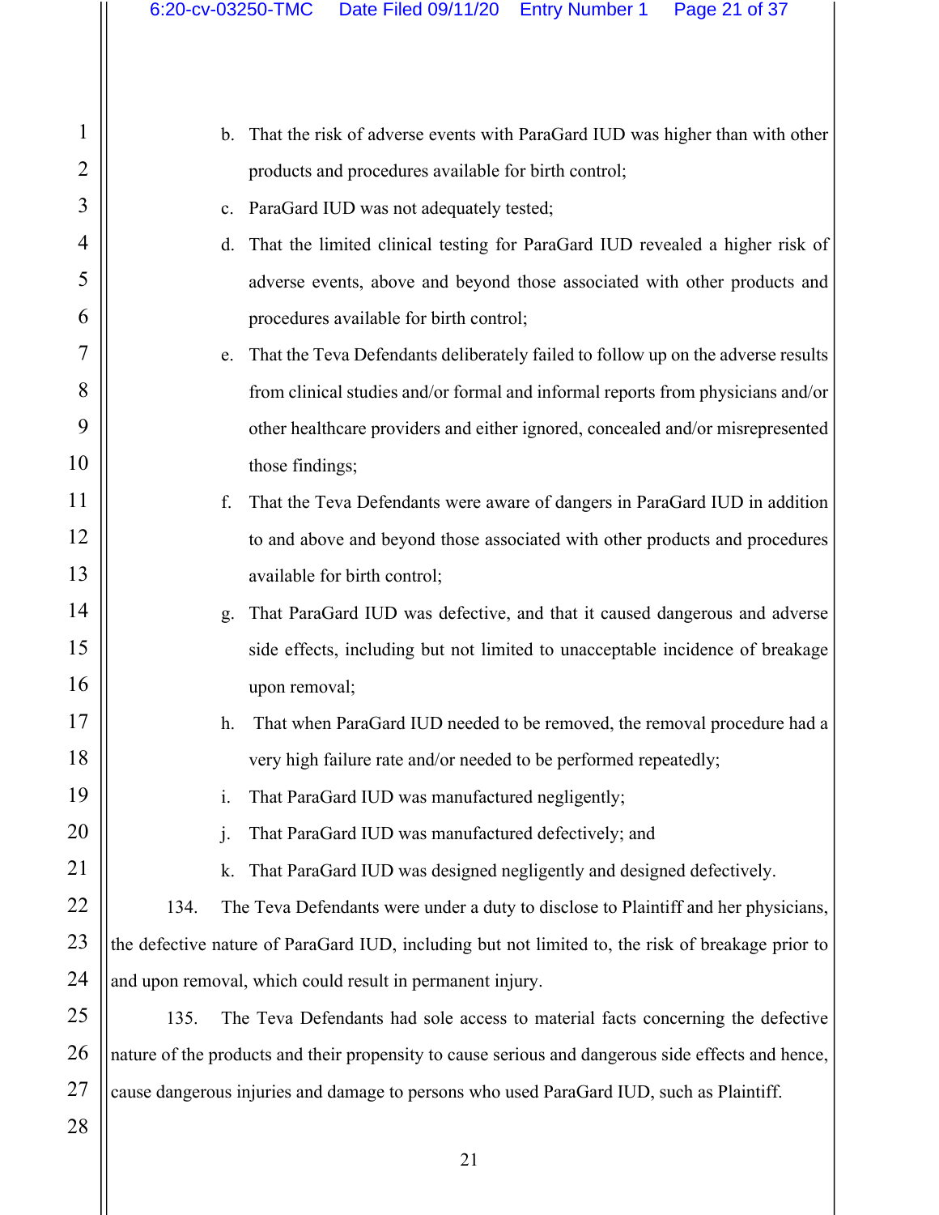b. That the risk of adverse events with ParaGard IUD was higher than with other products and procedures available for birth control;

c. ParaGard IUD was not adequately tested;

d. That the limited clinical testing for ParaGard IUD revealed a higher risk of adverse events, above and beyond those associated with other products and procedures available for birth control;

e. That the Teva Defendants deliberately failed to follow up on the adverse results from clinical studies and/or formal and informal reports from physicians and/or other healthcare providers and either ignored, concealed and/or misrepresented those findings;

f. That the Teva Defendants were aware of dangers in ParaGard IUD in addition to and above and beyond those associated with other products and procedures available for birth control;

g. That ParaGard IUD was defective, and that it caused dangerous and adverse side effects, including but not limited to unacceptable incidence of breakage upon removal;

h. That when ParaGard IUD needed to be removed, the removal procedure had a very high failure rate and/or needed to be performed repeatedly;

i. That ParaGard IUD was manufactured negligently;

j. That ParaGard IUD was manufactured defectively; and

k. That ParaGard IUD was designed negligently and designed defectively.

134. The Teva Defendants were under a duty to disclose to Plaintiff and her physicians, the defective nature of ParaGard IUD, including but not limited to, the risk of breakage prior to and upon removal, which could result in permanent injury.

135. The Teva Defendants had sole access to material facts concerning the defective nature of the products and their propensity to cause serious and dangerous side effects and hence, cause dangerous injuries and damage to persons who used ParaGard IUD, such as Plaintiff.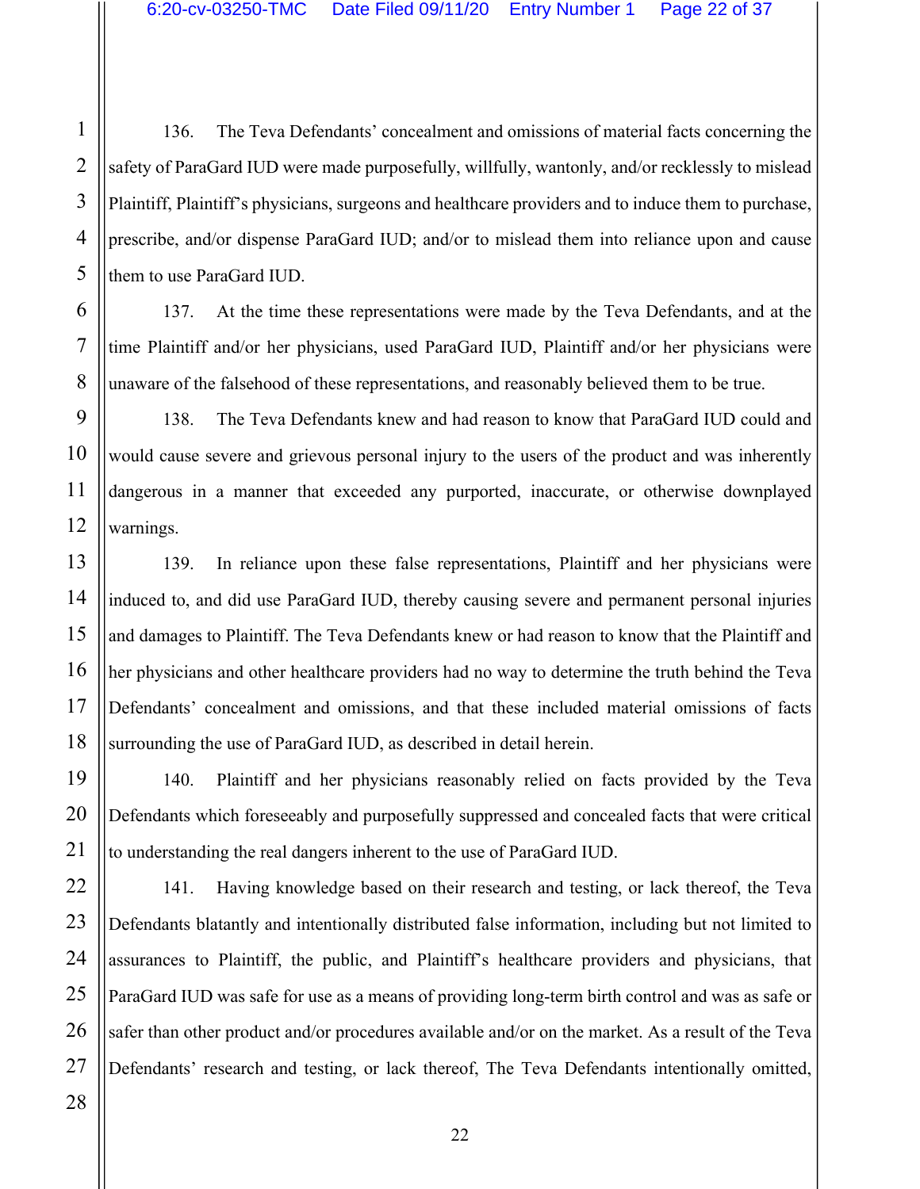136. The Teva Defendants' concealment and omissions of material facts concerning the safety of ParaGard IUD were made purposefully, willfully, wantonly, and/or recklessly to mislead Plaintiff, Plaintiff's physicians, surgeons and healthcare providers and to induce them to purchase, prescribe, and/or dispense ParaGard IUD; and/or to mislead them into reliance upon and cause them to use ParaGard IUD.

137. At the time these representations were made by the Teva Defendants, and at the time Plaintiff and/or her physicians, used ParaGard IUD, Plaintiff and/or her physicians were unaware of the falsehood of these representations, and reasonably believed them to be true.

138. The Teva Defendants knew and had reason to know that ParaGard IUD could and would cause severe and grievous personal injury to the users of the product and was inherently dangerous in a manner that exceeded any purported, inaccurate, or otherwise downplayed warnings.

139. In reliance upon these false representations, Plaintiff and her physicians were induced to, and did use ParaGard IUD, thereby causing severe and permanent personal injuries and damages to Plaintiff. The Teva Defendants knew or had reason to know that the Plaintiff and her physicians and other healthcare providers had no way to determine the truth behind the Teva Defendants' concealment and omissions, and that these included material omissions of facts surrounding the use of ParaGard IUD, as described in detail herein.

140. Plaintiff and her physicians reasonably relied on facts provided by the Teva Defendants which foreseeably and purposefully suppressed and concealed facts that were critical to understanding the real dangers inherent to the use of ParaGard IUD.

141. Having knowledge based on their research and testing, or lack thereof, the Teva Defendants blatantly and intentionally distributed false information, including but not limited to assurances to Plaintiff, the public, and Plaintiff's healthcare providers and physicians, that ParaGard IUD was safe for use as a means of providing long-term birth control and was as safe or safer than other product and/or procedures available and/or on the market. As a result of the Teva Defendants' research and testing, or lack thereof, The Teva Defendants intentionally omitted,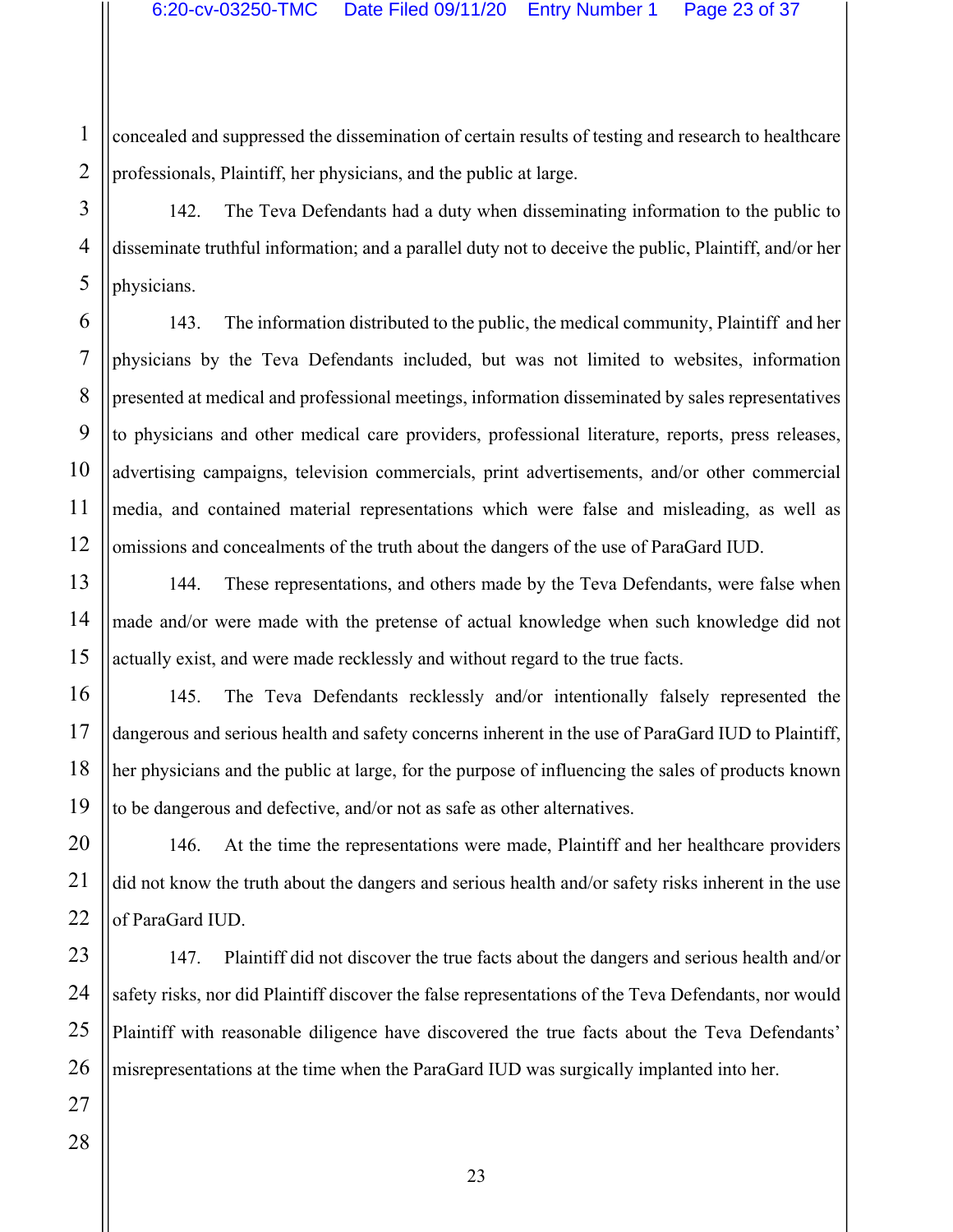concealed and suppressed the dissemination of certain results of testing and research to healthcare professionals, Plaintiff, her physicians, and the public at large.

142. The Teva Defendants had a duty when disseminating information to the public to disseminate truthful information; and a parallel duty not to deceive the public, Plaintiff, and/or her physicians.

143. The information distributed to the public, the medical community, Plaintiff and her physicians by the Teva Defendants included, but was not limited to websites, information presented at medical and professional meetings, information disseminated by sales representatives to physicians and other medical care providers, professional literature, reports, press releases, advertising campaigns, television commercials, print advertisements, and/or other commercial media, and contained material representations which were false and misleading, as well as omissions and concealments of the truth about the dangers of the use of ParaGard IUD.

144. These representations, and others made by the Teva Defendants, were false when made and/or were made with the pretense of actual knowledge when such knowledge did not actually exist, and were made recklessly and without regard to the true facts.

145. The Teva Defendants recklessly and/or intentionally falsely represented the dangerous and serious health and safety concerns inherent in the use of ParaGard IUD to Plaintiff, her physicians and the public at large, for the purpose of influencing the sales of products known to be dangerous and defective, and/or not as safe as other alternatives.

146. At the time the representations were made, Plaintiff and her healthcare providers did not know the truth about the dangers and serious health and/or safety risks inherent in the use of ParaGard IUD.

147. Plaintiff did not discover the true facts about the dangers and serious health and/or safety risks, nor did Plaintiff discover the false representations of the Teva Defendants, nor would Plaintiff with reasonable diligence have discovered the true facts about the Teva Defendants' misrepresentations at the time when the ParaGard IUD was surgically implanted into her.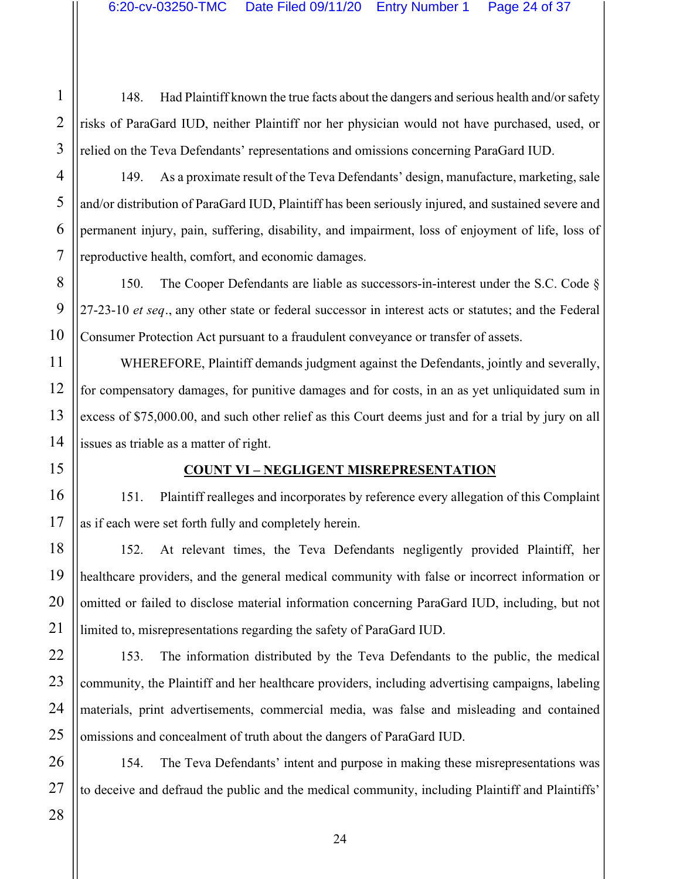148. Had Plaintiff known the true facts about the dangers and serious health and/or safety risks of ParaGard IUD, neither Plaintiff nor her physician would not have purchased, used, or relied on the Teva Defendants' representations and omissions concerning ParaGard IUD.

149. As a proximate result of the Teva Defendants' design, manufacture, marketing, sale and/or distribution of ParaGard IUD, Plaintiff has been seriously injured, and sustained severe and permanent injury, pain, suffering, disability, and impairment, loss of enjoyment of life, loss of reproductive health, comfort, and economic damages.

150. The Cooper Defendants are liable as successors-in-interest under the S.C. Code § 27-23-10 *et seq*., any other state or federal successor in interest acts or statutes; and the Federal Consumer Protection Act pursuant to a fraudulent conveyance or transfer of assets.

WHEREFORE, Plaintiff demands judgment against the Defendants, jointly and severally, for compensatory damages, for punitive damages and for costs, in an as yet unliquidated sum in excess of $75,000.00, and such other relief as this Court deems just and for a trial by jury on all issues as triable as a matter of right.

## COUNT VI – NEGLIGENT MISREPRESENTATION

151. Plaintiff realleges and incorporates by reference every allegation of this Complaint as if each were set forth fully and completely herein.

152. At relevant times, the Teva Defendants negligently provided Plaintiff, her healthcare providers, and the general medical community with false or incorrect information or omitted or failed to disclose material information concerning ParaGard IUD, including, but not limited to, misrepresentations regarding the safety of ParaGard IUD.

153. The information distributed by the Teva Defendants to the public, the medical community, the Plaintiff and her healthcare providers, including advertising campaigns, labeling materials, print advertisements, commercial media, was false and misleading and contained omissions and concealment of truth about the dangers of ParaGard IUD.

154. The Teva Defendants' intent and purpose in making these misrepresentations was to deceive and defraud the public and the medical community, including Plaintiff and Plaintiffs'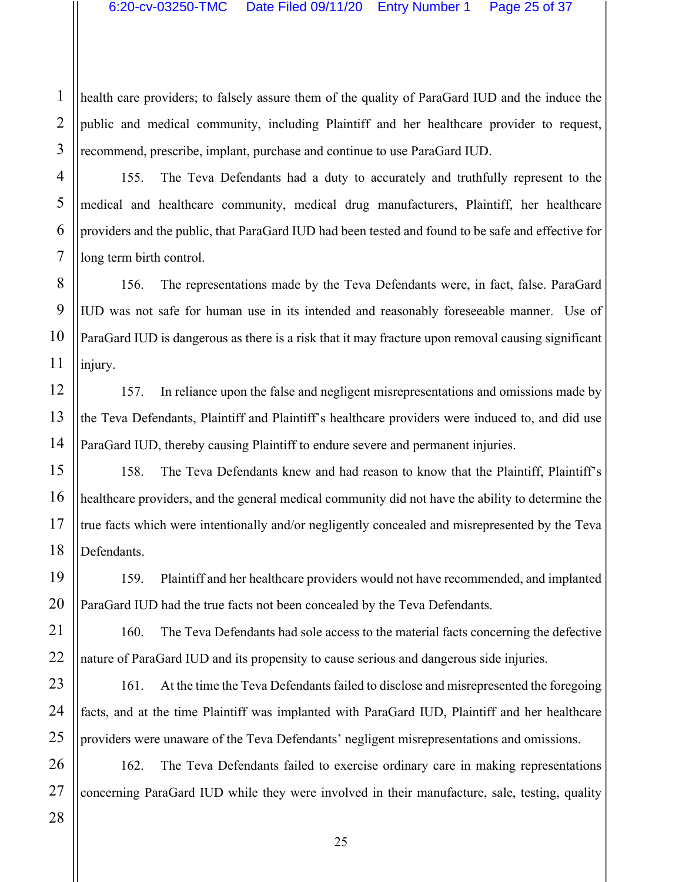health care providers; to falsely assure them of the quality of ParaGard IUD and the induce the public and medical community, including Plaintiff and her healthcare provider to request, recommend, prescribe, implant, purchase and continue to use ParaGard IUD.

155. The Teva Defendants had a duty to accurately and truthfully represent to the medical and healthcare community, medical drug manufacturers, Plaintiff, her healthcare providers and the public, that ParaGard IUD had been tested and found to be safe and effective for long term birth control.

156. The representations made by the Teva Defendants were, in fact, false. ParaGard IUD was not safe for human use in its intended and reasonably foreseeable manner. Use of ParaGard IUD is dangerous as there is a risk that it may fracture upon removal causing significant injury.

157. In reliance upon the false and negligent misrepresentations and omissions made by the Teva Defendants, Plaintiff and Plaintiff's healthcare providers were induced to, and did use ParaGard IUD, thereby causing Plaintiff to endure severe and permanent injuries.

158. The Teva Defendants knew and had reason to know that the Plaintiff, Plaintiff's healthcare providers, and the general medical community did not have the ability to determine the true facts which were intentionally and/or negligently concealed and misrepresented by the Teva Defendants.

159. Plaintiff and her healthcare providers would not have recommended, and implanted ParaGard IUD had the true facts not been concealed by the Teva Defendants.

160. The Teva Defendants had sole access to the material facts concerning the defective nature of ParaGard IUD and its propensity to cause serious and dangerous side injuries.

161. At the time the Teva Defendants failed to disclose and misrepresented the foregoing facts, and at the time Plaintiff was implanted with ParaGard IUD, Plaintiff and her healthcare providers were unaware of the Teva Defendants' negligent misrepresentations and omissions.

162. The Teva Defendants failed to exercise ordinary care in making representations concerning ParaGard IUD while they were involved in their manufacture, sale, testing, quality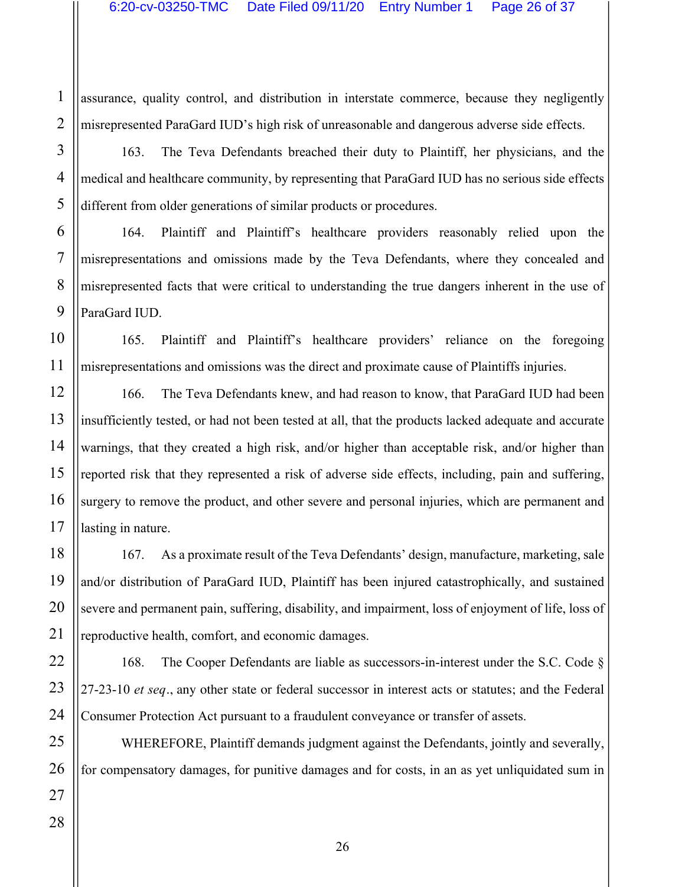assurance, quality control, and distribution in interstate commerce, because they negligently misrepresented ParaGard IUD's high risk of unreasonable and dangerous adverse side effects.

163. The Teva Defendants breached their duty to Plaintiff, her physicians, and the medical and healthcare community, by representing that ParaGard IUD has no serious side effects different from older generations of similar products or procedures.

164. Plaintiff and Plaintiff's healthcare providers reasonably relied upon the misrepresentations and omissions made by the Teva Defendants, where they concealed and misrepresented facts that were critical to understanding the true dangers inherent in the use of ParaGard IUD.

165. Plaintiff and Plaintiff's healthcare providers' reliance on the foregoing misrepresentations and omissions was the direct and proximate cause of Plaintiffs injuries.

166. The Teva Defendants knew, and had reason to know, that ParaGard IUD had been insufficiently tested, or had not been tested at all, that the products lacked adequate and accurate warnings, that they created a high risk, and/or higher than acceptable risk, and/or higher than reported risk that they represented a risk of adverse side effects, including, pain and suffering, surgery to remove the product, and other severe and personal injuries, which are permanent and lasting in nature.

167. As a proximate result of the Teva Defendants' design, manufacture, marketing, sale and/or distribution of ParaGard IUD, Plaintiff has been injured catastrophically, and sustained severe and permanent pain, suffering, disability, and impairment, loss of enjoyment of life, loss of reproductive health, comfort, and economic damages.

168. The Cooper Defendants are liable as successors-in-interest under the S.C. Code § 27-23-10 *et seq*., any other state or federal successor in interest acts or statutes; and the Federal Consumer Protection Act pursuant to a fraudulent conveyance or transfer of assets.

WHEREFORE, Plaintiff demands judgment against the Defendants, jointly and severally, for compensatory damages, for punitive damages and for costs, in an as yet unliquidated sum in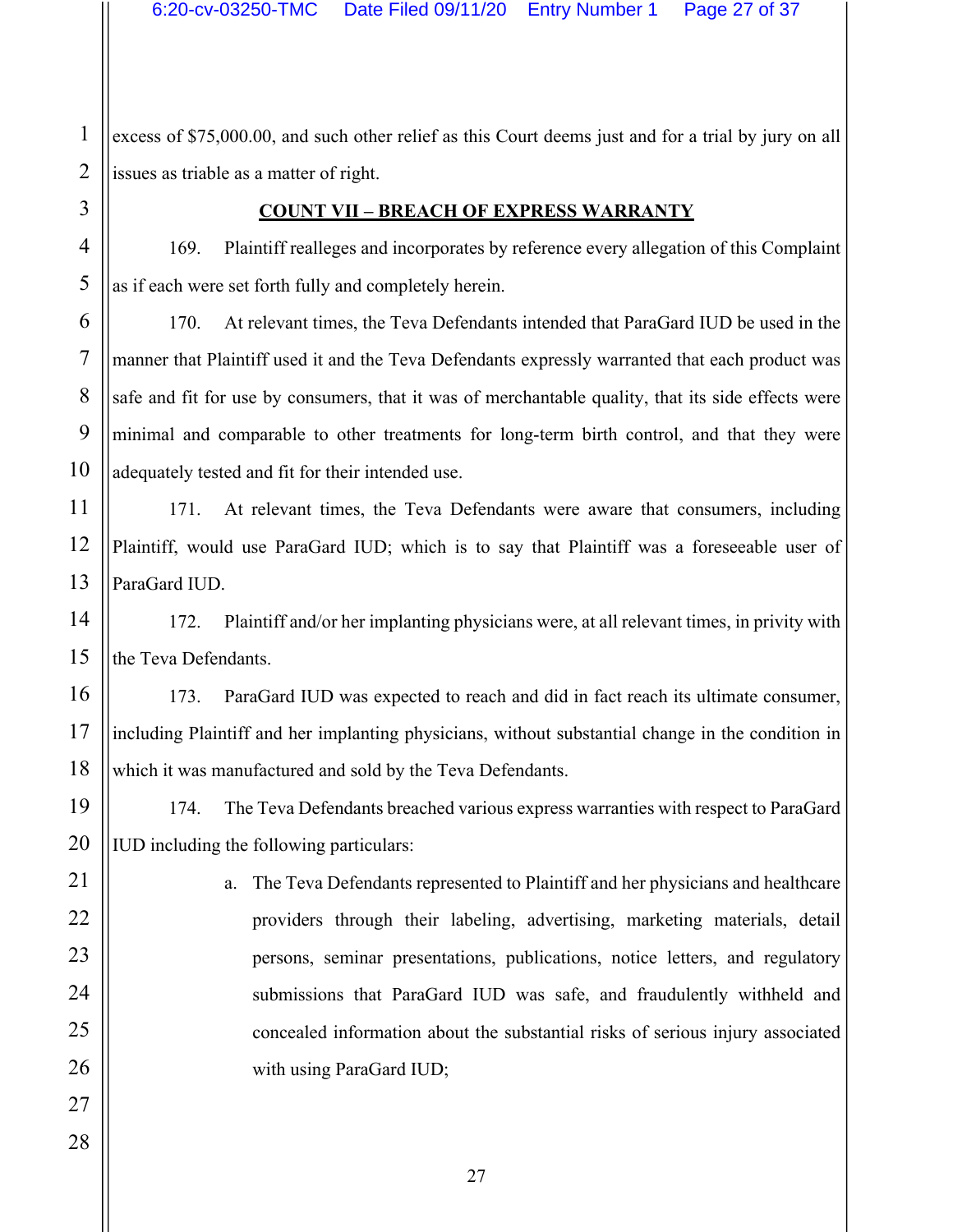excess of $75,000.00, and such other relief as this Court deems just and for a trial by jury on all issues as triable as a matter of right.

**COUNT VII – BREACH OF EXPRESS WARRANTY**

169. Plaintiff realleges and incorporates by reference every allegation of this Complaint as if each were set forth fully and completely herein.

170. At relevant times, the Teva Defendants intended that ParaGard IUD be used in the manner that Plaintiff used it and the Teva Defendants expressly warranted that each product was safe and fit for use by consumers, that it was of merchantable quality, that its side effects were minimal and comparable to other treatments for long-term birth control, and that they were adequately tested and fit for their intended use.

171. At relevant times, the Teva Defendants were aware that consumers, including Plaintiff, would use ParaGard IUD; which is to say that Plaintiff was a foreseeable user of ParaGard IUD.

172. Plaintiff and/or her implanting physicians were, at all relevant times, in privity with the Teva Defendants.

173. ParaGard IUD was expected to reach and did in fact reach its ultimate consumer, including Plaintiff and her implanting physicians, without substantial change in the condition in which it was manufactured and sold by the Teva Defendants.

174. The Teva Defendants breached various express warranties with respect to ParaGard IUD including the following particulars:

a. The Teva Defendants represented to Plaintiff and her physicians and healthcare providers through their labeling, advertising, marketing materials, detail persons, seminar presentations, publications, notice letters, and regulatory submissions that ParaGard IUD was safe, and fraudulently withheld and concealed information about the substantial risks of serious injury associated with using ParaGard IUD;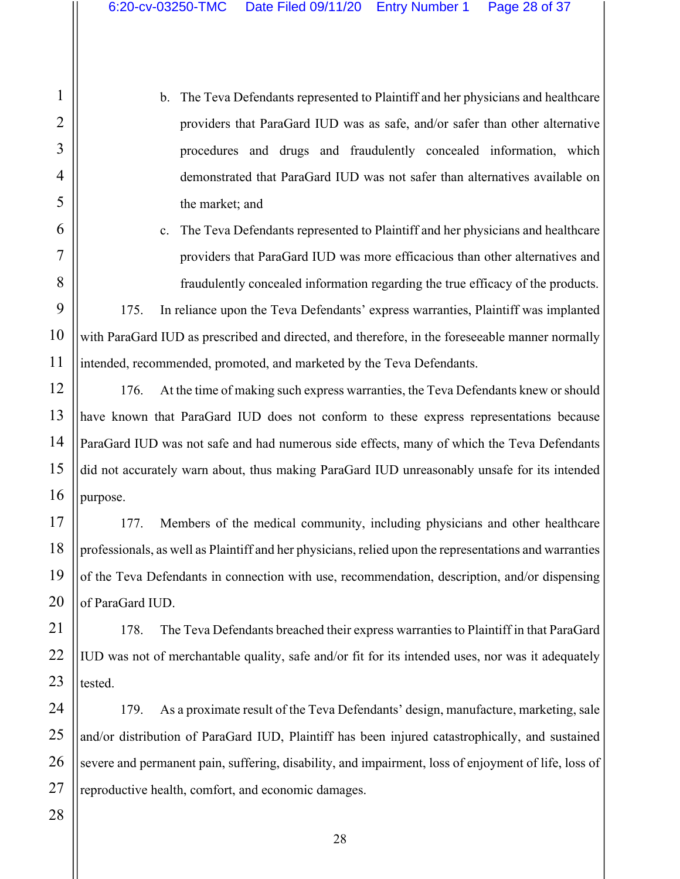b. The Teva Defendants represented to Plaintiff and her physicians and healthcare providers that ParaGard IUD was as safe, and/or safer than other alternative procedures and drugs and fraudulently concealed information, which demonstrated that ParaGard IUD was not safer than alternatives available on the market; and

c. The Teva Defendants represented to Plaintiff and her physicians and healthcare providers that ParaGard IUD was more efficacious than other alternatives and fraudulently concealed information regarding the true efficacy of the products.

175. In reliance upon the Teva Defendants' express warranties, Plaintiff was implanted with ParaGard IUD as prescribed and directed, and therefore, in the foreseeable manner normally intended, recommended, promoted, and marketed by the Teva Defendants.

176. At the time of making such express warranties, the Teva Defendants knew or should have known that ParaGard IUD does not conform to these express representations because ParaGard IUD was not safe and had numerous side effects, many of which the Teva Defendants did not accurately warn about, thus making ParaGard IUD unreasonably unsafe for its intended purpose.

177. Members of the medical community, including physicians and other healthcare professionals, as well as Plaintiff and her physicians, relied upon the representations and warranties of the Teva Defendants in connection with use, recommendation, description, and/or dispensing of ParaGard IUD.

178. The Teva Defendants breached their express warranties to Plaintiff in that ParaGard IUD was not of merchantable quality, safe and/or fit for its intended uses, nor was it adequately tested.

179. As a proximate result of the Teva Defendants' design, manufacture, marketing, sale and/or distribution of ParaGard IUD, Plaintiff has been injured catastrophically, and sustained severe and permanent pain, suffering, disability, and impairment, loss of enjoyment of life, loss of reproductive health, comfort, and economic damages.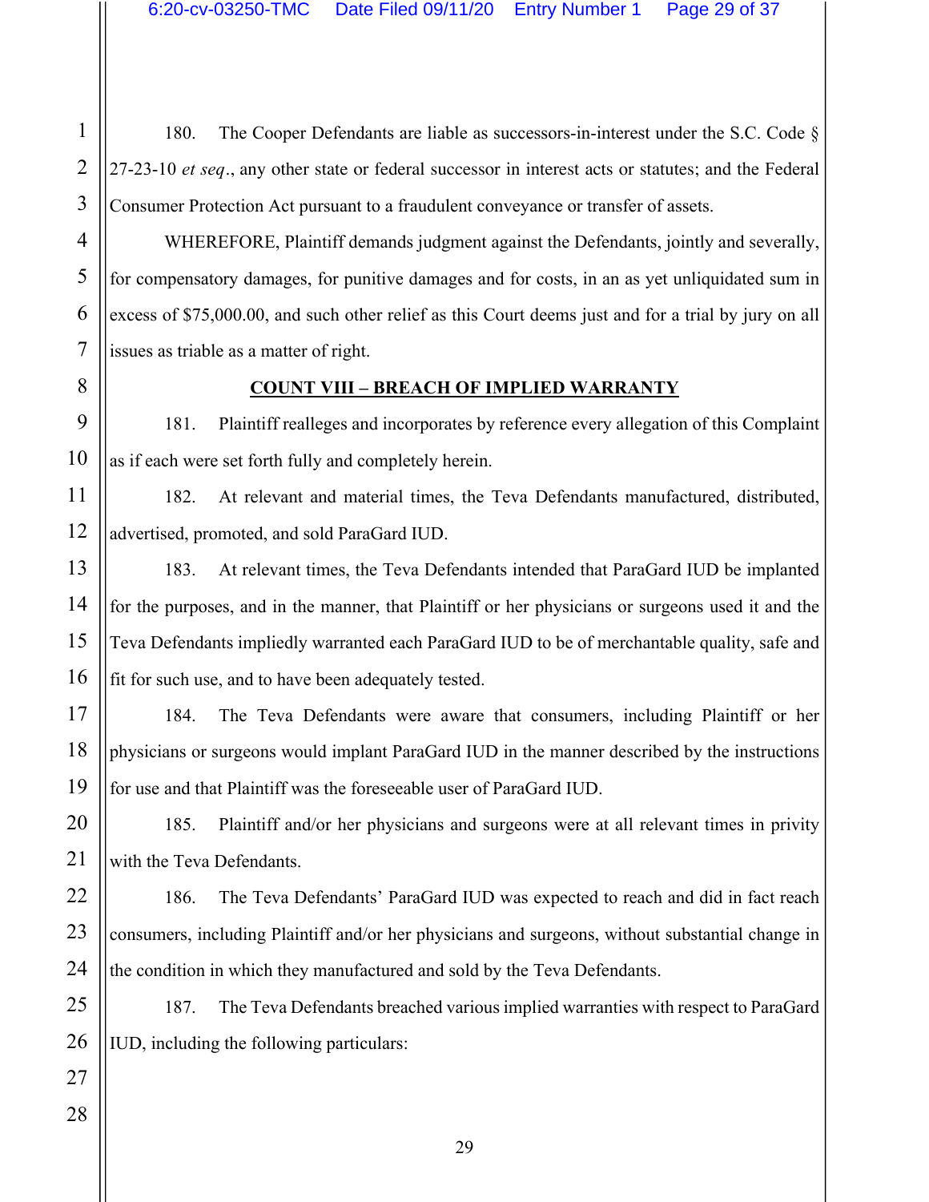180. The Cooper Defendants are liable as successors-in-interest under the S.C. Code § 27-23-10 *et seq*., any other state or federal successor in interest acts or statutes; and the Federal Consumer Protection Act pursuant to a fraudulent conveyance or transfer of assets.

WHEREFORE, Plaintiff demands judgment against the Defendants, jointly and severally, for compensatory damages, for punitive damages and for costs, in an as yet unliquidated sum in excess of $75,000.00, and such other relief as this Court deems just and for a trial by jury on all issues as triable as a matter of right.

## COUNT VIII – BREACH OF IMPLIED WARRANTY

181. Plaintiff realleges and incorporates by reference every allegation of this Complaint as if each were set forth fully and completely herein.

182. At relevant and material times, the Teva Defendants manufactured, distributed, advertised, promoted, and sold ParaGard IUD.

183. At relevant times, the Teva Defendants intended that ParaGard IUD be implanted for the purposes, and in the manner, that Plaintiff or her physicians or surgeons used it and the Teva Defendants impliedly warranted each ParaGard IUD to be of merchantable quality, safe and fit for such use, and to have been adequately tested.

184. The Teva Defendants were aware that consumers, including Plaintiff or her physicians or surgeons would implant ParaGard IUD in the manner described by the instructions for use and that Plaintiff was the foreseeable user of ParaGard IUD.

185. Plaintiff and/or her physicians and surgeons were at all relevant times in privity with the Teva Defendants.

186. The Teva Defendants' ParaGard IUD was expected to reach and did in fact reach consumers, including Plaintiff and/or her physicians and surgeons, without substantial change in the condition in which they manufactured and sold by the Teva Defendants.

187. The Teva Defendants breached various implied warranties with respect to ParaGard IUD, including the following particulars: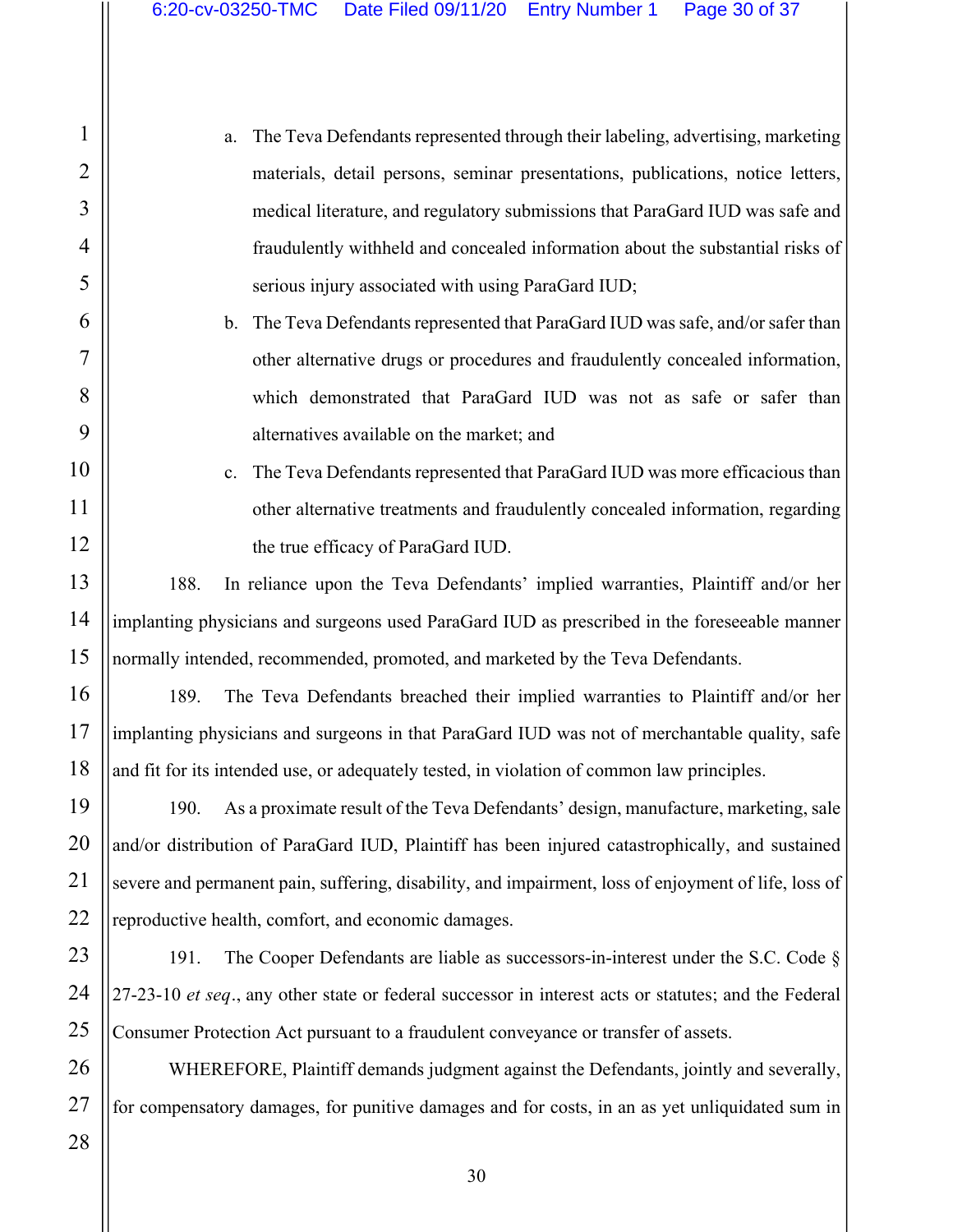a. The Teva Defendants represented through their labeling, advertising, marketing materials, detail persons, seminar presentations, publications, notice letters, medical literature, and regulatory submissions that ParaGard IUD was safe and fraudulently withheld and concealed information about the substantial risks of serious injury associated with using ParaGard IUD;

b. The Teva Defendants represented that ParaGard IUD was safe, and/or safer than other alternative drugs or procedures and fraudulently concealed information, which demonstrated that ParaGard IUD was not as safe or safer than alternatives available on the market; and

c. The Teva Defendants represented that ParaGard IUD was more efficacious than other alternative treatments and fraudulently concealed information, regarding the true efficacy of ParaGard IUD.

188. In reliance upon the Teva Defendants' implied warranties, Plaintiff and/or her implanting physicians and surgeons used ParaGard IUD as prescribed in the foreseeable manner normally intended, recommended, promoted, and marketed by the Teva Defendants.

189. The Teva Defendants breached their implied warranties to Plaintiff and/or her implanting physicians and surgeons in that ParaGard IUD was not of merchantable quality, safe and fit for its intended use, or adequately tested, in violation of common law principles.

190. As a proximate result of the Teva Defendants' design, manufacture, marketing, sale and/or distribution of ParaGard IUD, Plaintiff has been injured catastrophically, and sustained severe and permanent pain, suffering, disability, and impairment, loss of enjoyment of life, loss of reproductive health, comfort, and economic damages.

191. The Cooper Defendants are liable as successors-in-interest under the S.C. Code § 27-23-10 *et seq*., any other state or federal successor in interest acts or statutes; and the Federal Consumer Protection Act pursuant to a fraudulent conveyance or transfer of assets.

WHEREFORE, Plaintiff demands judgment against the Defendants, jointly and severally, for compensatory damages, for punitive damages and for costs, in an as yet unliquidated sum in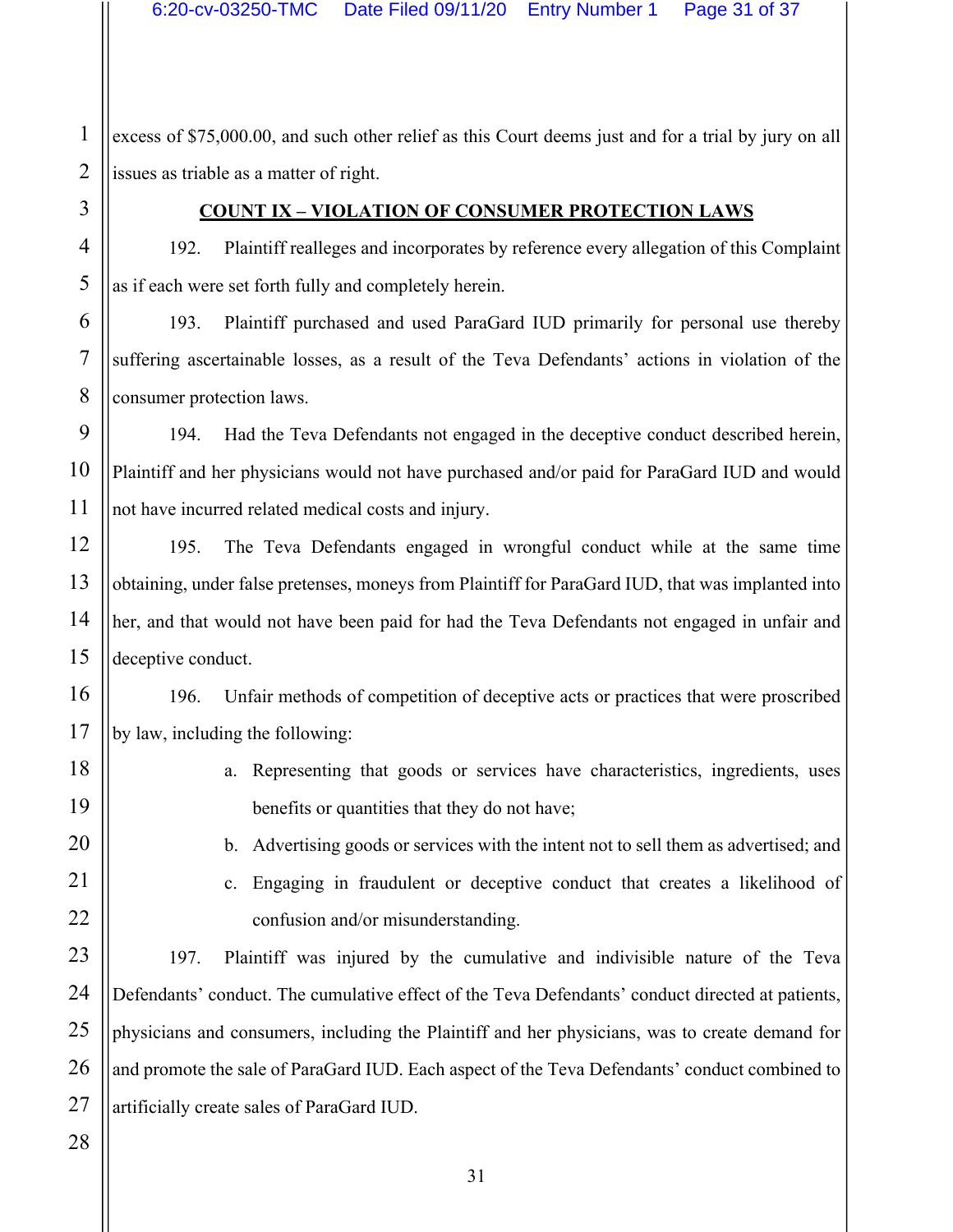excess of $75,000.00, and such other relief as this Court deems just and for a trial by jury on all issues as triable as a matter of right.

## COUNT IX – VIOLATION OF CONSUMER PROTECTION LAWS

192. Plaintiff realleges and incorporates by reference every allegation of this Complaint as if each were set forth fully and completely herein.

193. Plaintiff purchased and used ParaGard IUD primarily for personal use thereby suffering ascertainable losses, as a result of the Teva Defendants' actions in violation of the consumer protection laws.

194. Had the Teva Defendants not engaged in the deceptive conduct described herein, Plaintiff and her physicians would not have purchased and/or paid for ParaGard IUD and would not have incurred related medical costs and injury.

195. The Teva Defendants engaged in wrongful conduct while at the same time obtaining, under false pretenses, moneys from Plaintiff for ParaGard IUD, that was implanted into her, and that would not have been paid for had the Teva Defendants not engaged in unfair and deceptive conduct.

196. Unfair methods of competition of deceptive acts or practices that were proscribed by law, including the following:

a. Representing that goods or services have characteristics, ingredients, uses benefits or quantities that they do not have;

b. Advertising goods or services with the intent not to sell them as advertised; and

c. Engaging in fraudulent or deceptive conduct that creates a likelihood of confusion and/or misunderstanding.

197. Plaintiff was injured by the cumulative and indivisible nature of the Teva Defendants' conduct. The cumulative effect of the Teva Defendants' conduct directed at patients, physicians and consumers, including the Plaintiff and her physicians, was to create demand for and promote the sale of ParaGard IUD. Each aspect of the Teva Defendants' conduct combined to artificially create sales of ParaGard IUD.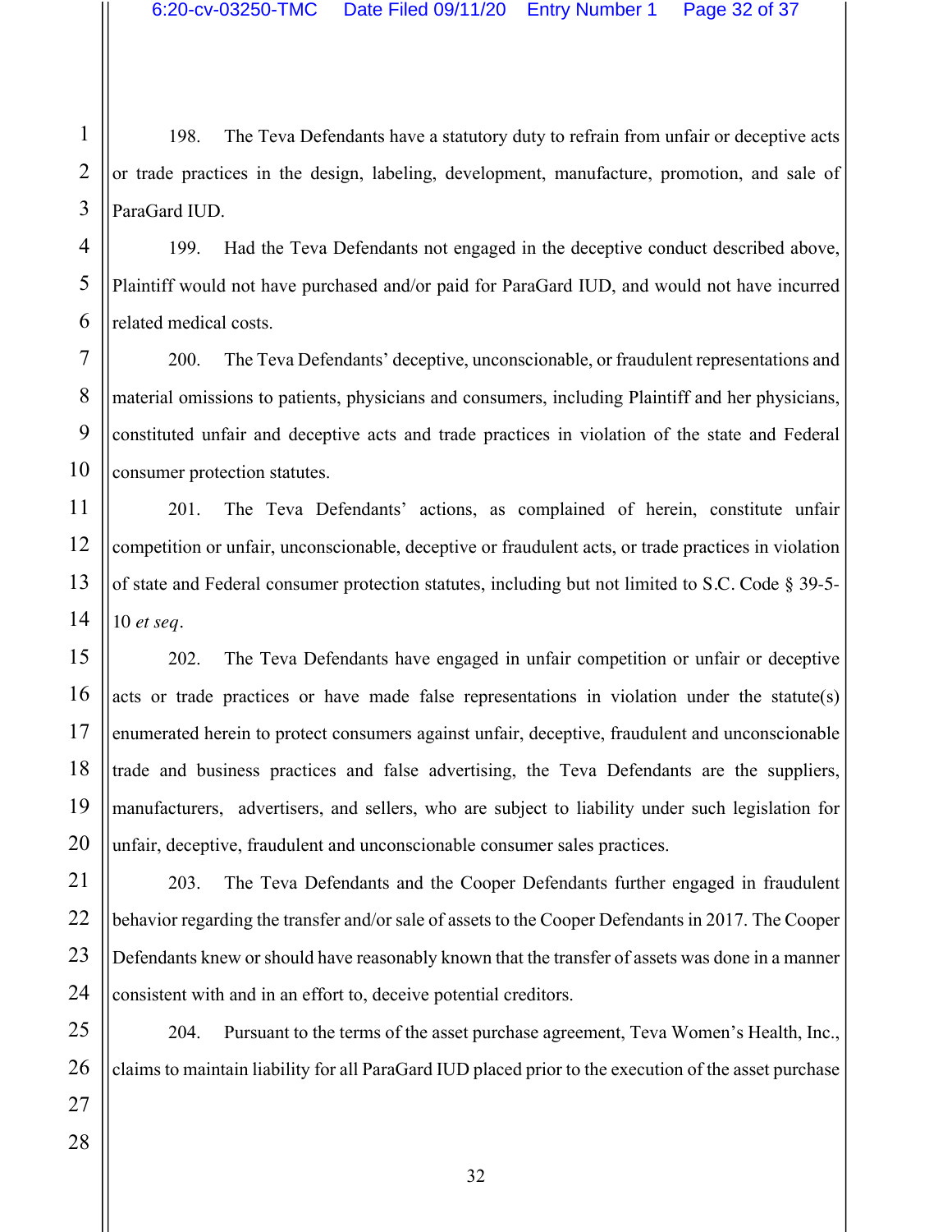198. The Teva Defendants have a statutory duty to refrain from unfair or deceptive acts or trade practices in the design, labeling, development, manufacture, promotion, and sale of ParaGard IUD.

199. Had the Teva Defendants not engaged in the deceptive conduct described above, Plaintiff would not have purchased and/or paid for ParaGard IUD, and would not have incurred related medical costs.

200. The Teva Defendants' deceptive, unconscionable, or fraudulent representations and material omissions to patients, physicians and consumers, including Plaintiff and her physicians, constituted unfair and deceptive acts and trade practices in violation of the state and Federal consumer protection statutes.

201. The Teva Defendants' actions, as complained of herein, constitute unfair competition or unfair, unconscionable, deceptive or fraudulent acts, or trade practices in violation of state and Federal consumer protection statutes, including but not limited to S.C. Code § 39-5-10 *et seq*.

202. The Teva Defendants have engaged in unfair competition or unfair or deceptive acts or trade practices or have made false representations in violation under the statute(s) enumerated herein to protect consumers against unfair, deceptive, fraudulent and unconscionable trade and business practices and false advertising, the Teva Defendants are the suppliers, manufacturers, advertisers, and sellers, who are subject to liability under such legislation for unfair, deceptive, fraudulent and unconscionable consumer sales practices.

203. The Teva Defendants and the Cooper Defendants further engaged in fraudulent behavior regarding the transfer and/or sale of assets to the Cooper Defendants in 2017. The Cooper Defendants knew or should have reasonably known that the transfer of assets was done in a manner consistent with and in an effort to, deceive potential creditors.

204. Pursuant to the terms of the asset purchase agreement, Teva Women's Health, Inc., claims to maintain liability for all ParaGard IUD placed prior to the execution of the asset purchase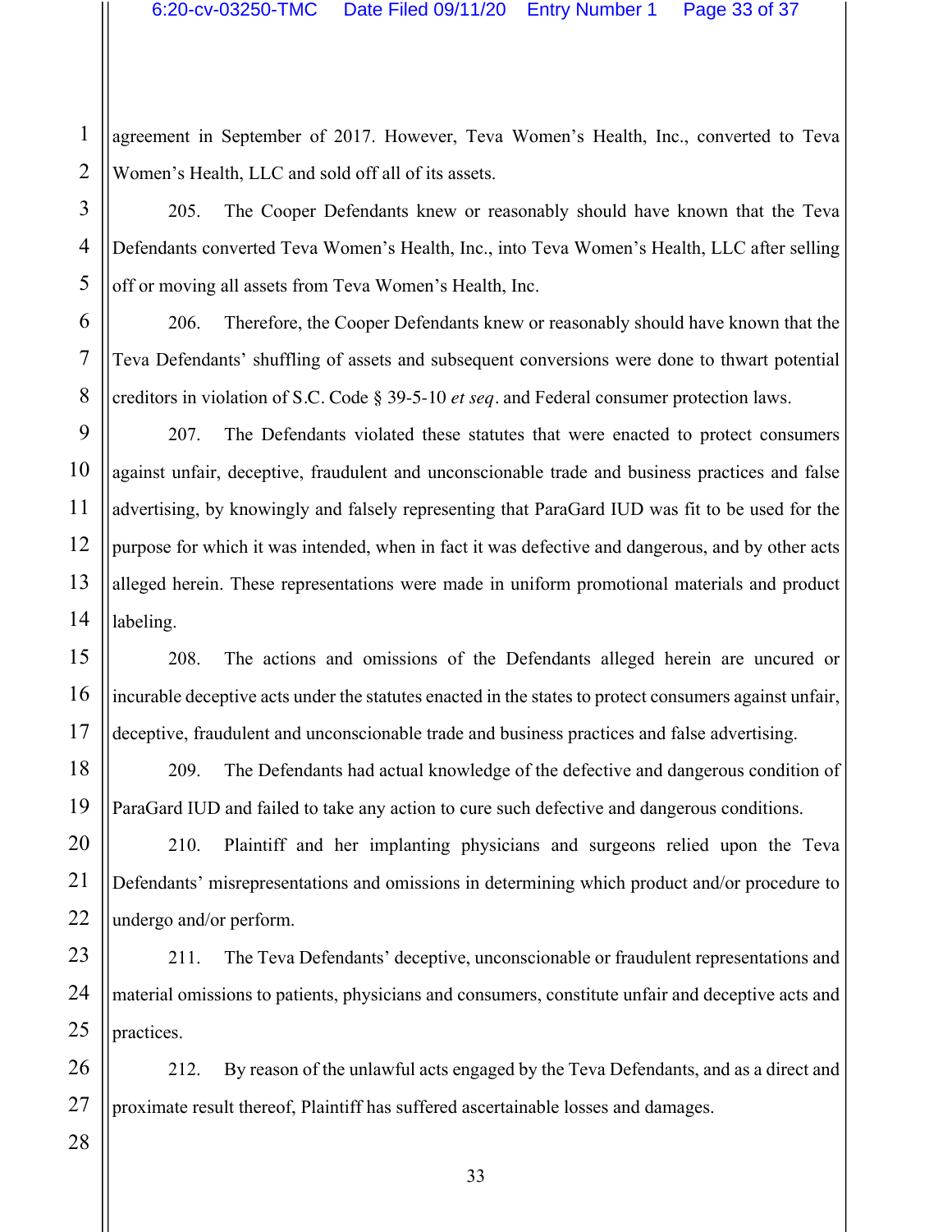agreement in September of 2017. However, Teva Women's Health, Inc., converted to Teva Women's Health, LLC and sold off all of its assets.

205. The Cooper Defendants knew or reasonably should have known that the Teva Defendants converted Teva Women's Health, Inc., into Teva Women's Health, LLC after selling off or moving all assets from Teva Women's Health, Inc.

206. Therefore, the Cooper Defendants knew or reasonably should have known that the Teva Defendants' shuffling of assets and subsequent conversions were done to thwart potential creditors in violation of S.C. Code § 39-5-10 *et seq*. and Federal consumer protection laws.

207. The Defendants violated these statutes that were enacted to protect consumers against unfair, deceptive, fraudulent and unconscionable trade and business practices and false advertising, by knowingly and falsely representing that ParaGard IUD was fit to be used for the purpose for which it was intended, when in fact it was defective and dangerous, and by other acts alleged herein. These representations were made in uniform promotional materials and product labeling.

208. The actions and omissions of the Defendants alleged herein are uncured or incurable deceptive acts under the statutes enacted in the states to protect consumers against unfair, deceptive, fraudulent and unconscionable trade and business practices and false advertising.

209. The Defendants had actual knowledge of the defective and dangerous condition of ParaGard IUD and failed to take any action to cure such defective and dangerous conditions.

210. Plaintiff and her implanting physicians and surgeons relied upon the Teva Defendants' misrepresentations and omissions in determining which product and/or procedure to undergo and/or perform.

211. The Teva Defendants' deceptive, unconscionable or fraudulent representations and material omissions to patients, physicians and consumers, constitute unfair and deceptive acts and practices.

212. By reason of the unlawful acts engaged by the Teva Defendants, and as a direct and proximate result thereof, Plaintiff has suffered ascertainable losses and damages.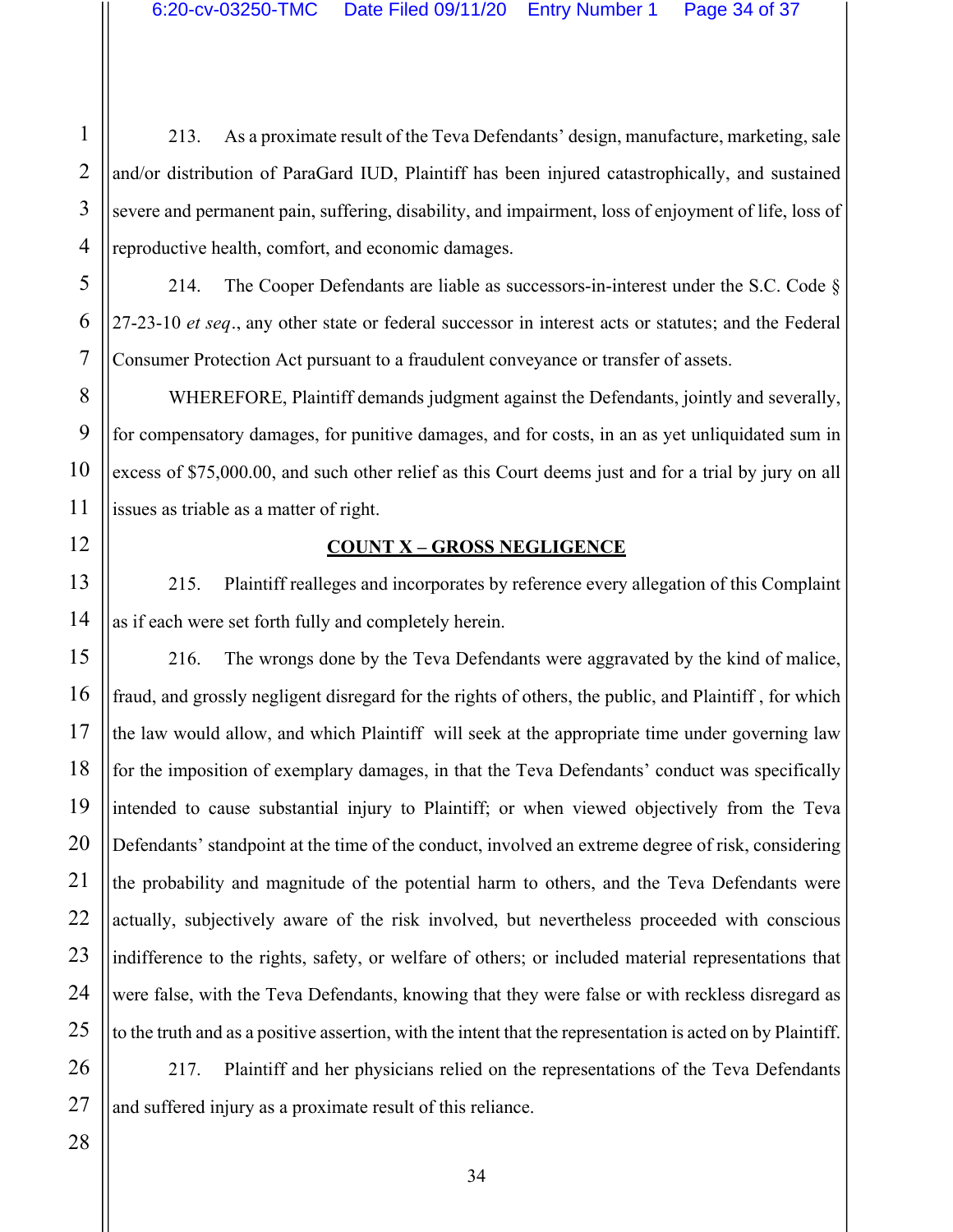213. As a proximate result of the Teva Defendants' design, manufacture, marketing, sale and/or distribution of ParaGard IUD, Plaintiff has been injured catastrophically, and sustained severe and permanent pain, suffering, disability, and impairment, loss of enjoyment of life, loss of reproductive health, comfort, and economic damages.

214. The Cooper Defendants are liable as successors-in-interest under the S.C. Code § 27-23-10 *et seq*., any other state or federal successor in interest acts or statutes; and the Federal Consumer Protection Act pursuant to a fraudulent conveyance or transfer of assets.

WHEREFORE, Plaintiff demands judgment against the Defendants, jointly and severally, for compensatory damages, for punitive damages, and for costs, in an as yet unliquidated sum in excess of $75,000.00, and such other relief as this Court deems just and for a trial by jury on all issues as triable as a matter of right.

## <u>COUNT X – GROSS NEGLIGENCE</u>

215. Plaintiff realleges and incorporates by reference every allegation of this Complaint as if each were set forth fully and completely herein.

216. The wrongs done by the Teva Defendants were aggravated by the kind of malice, fraud, and grossly negligent disregard for the rights of others, the public, and Plaintiff , for which the law would allow, and which Plaintiff will seek at the appropriate time under governing law for the imposition of exemplary damages, in that the Teva Defendants' conduct was specifically intended to cause substantial injury to Plaintiff; or when viewed objectively from the Teva Defendants' standpoint at the time of the conduct, involved an extreme degree of risk, considering the probability and magnitude of the potential harm to others, and the Teva Defendants were actually, subjectively aware of the risk involved, but nevertheless proceeded with conscious indifference to the rights, safety, or welfare of others; or included material representations that were false, with the Teva Defendants, knowing that they were false or with reckless disregard as to the truth and as a positive assertion, with the intent that the representation is acted on by Plaintiff.

217. Plaintiff and her physicians relied on the representations of the Teva Defendants and suffered injury as a proximate result of this reliance.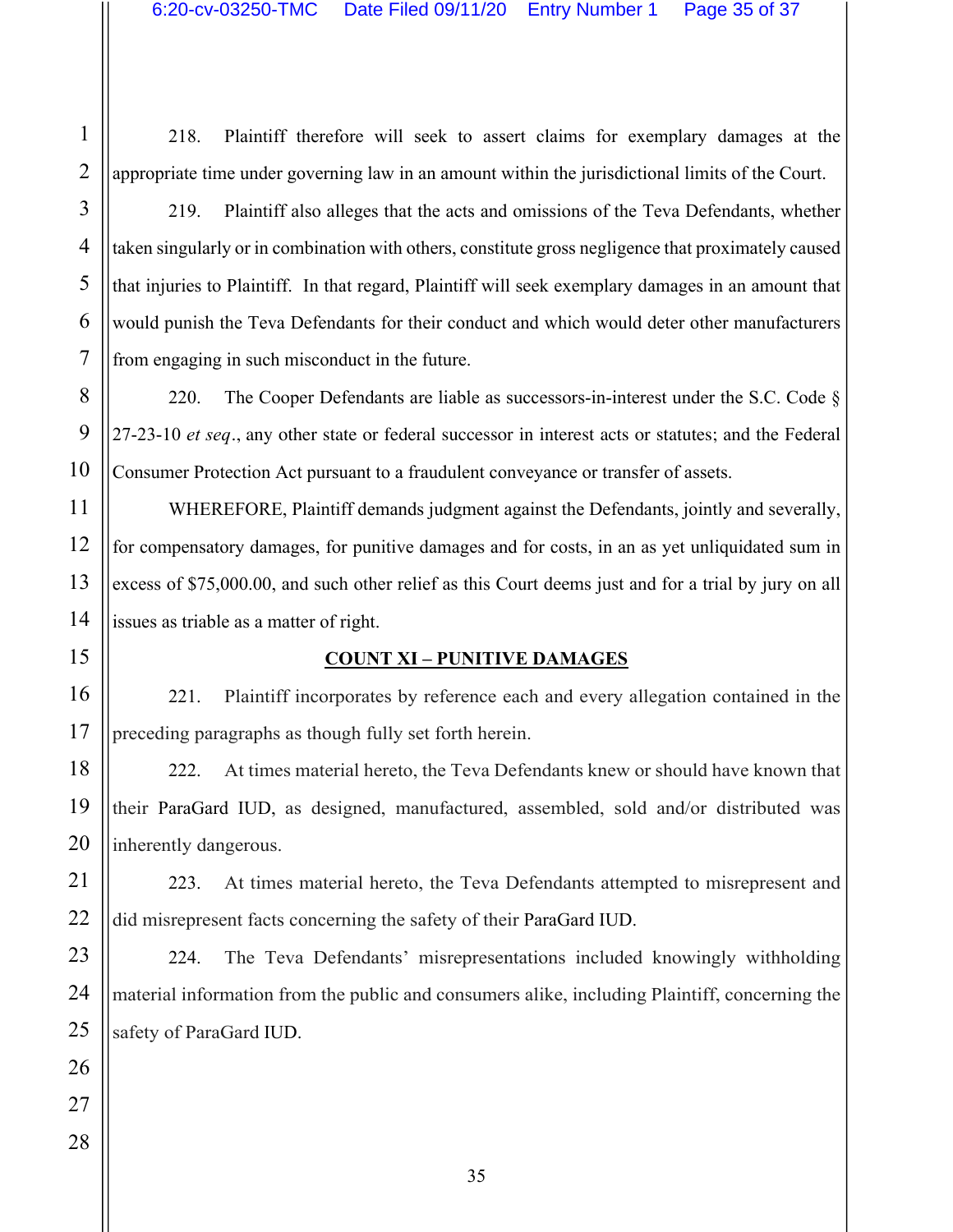218. Plaintiff therefore will seek to assert claims for exemplary damages at the appropriate time under governing law in an amount within the jurisdictional limits of the Court.

219. Plaintiff also alleges that the acts and omissions of the Teva Defendants, whether taken singularly or in combination with others, constitute gross negligence that proximately caused that injuries to Plaintiff. In that regard, Plaintiff will seek exemplary damages in an amount that would punish the Teva Defendants for their conduct and which would deter other manufacturers from engaging in such misconduct in the future.

220. The Cooper Defendants are liable as successors-in-interest under the S.C. Code § 27-23-10 *et seq*., any other state or federal successor in interest acts or statutes; and the Federal Consumer Protection Act pursuant to a fraudulent conveyance or transfer of assets.

WHEREFORE, Plaintiff demands judgment against the Defendants, jointly and severally, for compensatory damages, for punitive damages and for costs, in an as yet unliquidated sum in excess of $75,000.00, and such other relief as this Court deems just and for a trial by jury on all issues as triable as a matter of right.

## COUNT XI – PUNITIVE DAMAGES

221. Plaintiff incorporates by reference each and every allegation contained in the preceding paragraphs as though fully set forth herein.

222. At times material hereto, the Teva Defendants knew or should have known that their ParaGard IUD, as designed, manufactured, assembled, sold and/or distributed was inherently dangerous.

223. At times material hereto, the Teva Defendants attempted to misrepresent and did misrepresent facts concerning the safety of their ParaGard IUD.

224. The Teva Defendants' misrepresentations included knowingly withholding material information from the public and consumers alike, including Plaintiff, concerning the safety of ParaGard IUD.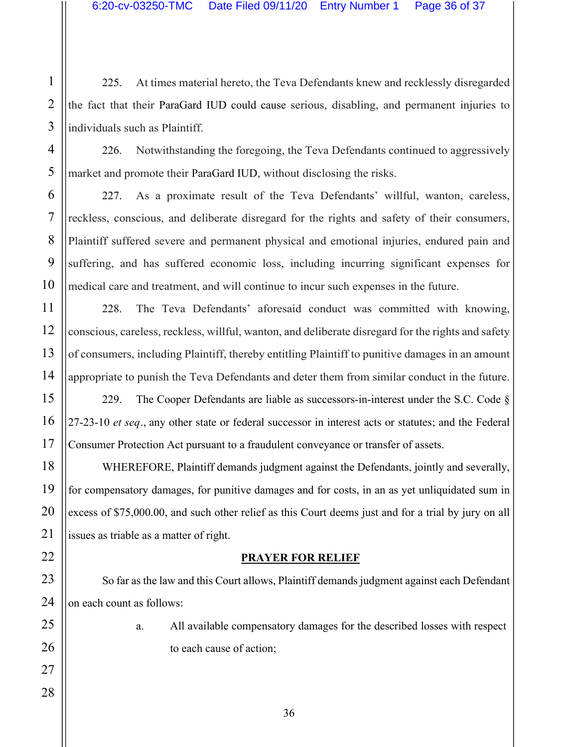225. At times material hereto, the Teva Defendants knew and recklessly disregarded the fact that their ParaGard IUD could cause serious, disabling, and permanent injuries to individuals such as Plaintiff.

226. Notwithstanding the foregoing, the Teva Defendants continued to aggressively market and promote their ParaGard IUD, without disclosing the risks.

227. As a proximate result of the Teva Defendants' willful, wanton, careless, reckless, conscious, and deliberate disregard for the rights and safety of their consumers, Plaintiff suffered severe and permanent physical and emotional injuries, endured pain and suffering, and has suffered economic loss, including incurring significant expenses for medical care and treatment, and will continue to incur such expenses in the future.

228. The Teva Defendants' aforesaid conduct was committed with knowing, conscious, careless, reckless, willful, wanton, and deliberate disregard for the rights and safety of consumers, including Plaintiff, thereby entitling Plaintiff to punitive damages in an amount appropriate to punish the Teva Defendants and deter them from similar conduct in the future.

229. The Cooper Defendants are liable as successors-in-interest under the S.C. Code § 27-23-10 *et seq*., any other state or federal successor in interest acts or statutes; and the Federal Consumer Protection Act pursuant to a fraudulent conveyance or transfer of assets.

WHEREFORE, Plaintiff demands judgment against the Defendants, jointly and severally, for compensatory damages, for punitive damages and for costs, in an as yet unliquidated sum in excess of $75,000.00, and such other relief as this Court deems just and for a trial by jury on all issues as triable as a matter of right.

## PRAYER FOR RELIEF

So far as the law and this Court allows, Plaintiff demands judgment against each Defendant on each count as follows:

a. All available compensatory damages for the described losses with respect to each cause of action;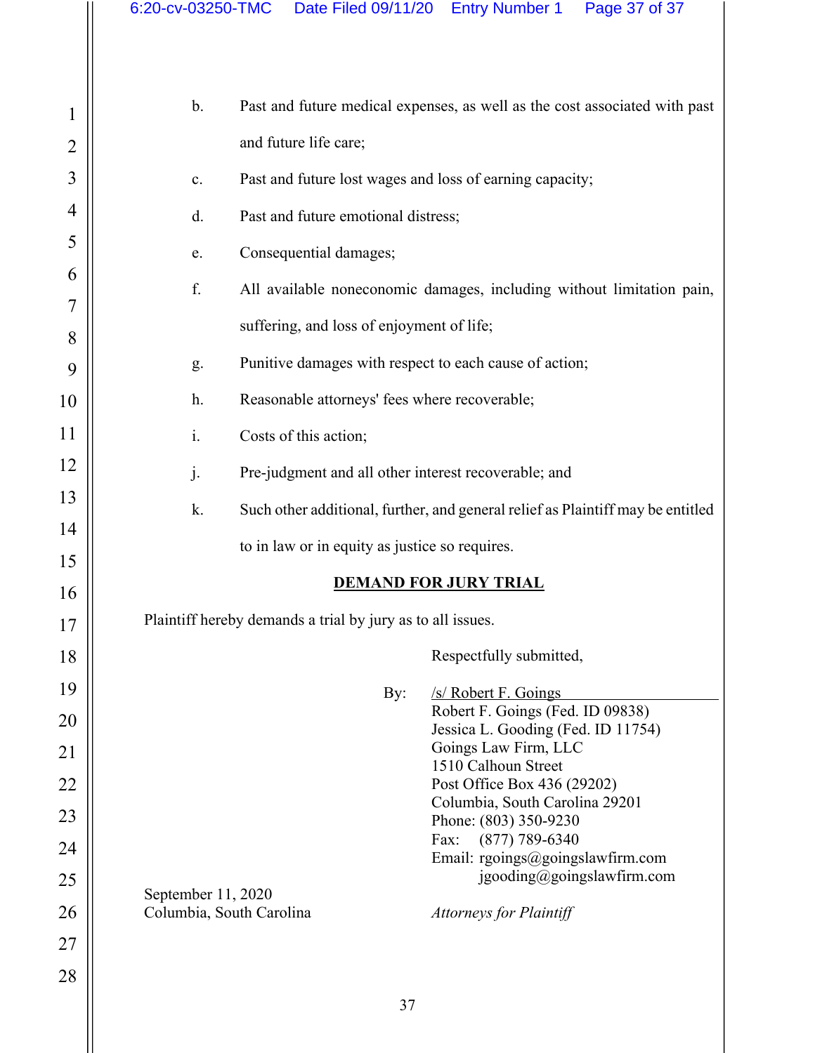b. Past and future medical expenses, as well as the cost associated with past and future life care;

c. Past and future lost wages and loss of earning capacity;

d. Past and future emotional distress;

e. Consequential damages;

f. All available noneconomic damages, including without limitation pain, suffering, and loss of enjoyment of life;

g. Punitive damages with respect to each cause of action;

h. Reasonable attorneys' fees where recoverable;

i. Costs of this action;

j. Pre-judgment and all other interest recoverable; and

k. Such other additional, further, and general relief as Plaintiff may be entitled to in law or in equity as justice so requires.

**DEMAND FOR JURY TRIAL**

Plaintiff hereby demands a trial by jury as to all issues.

Respectfully submitted,

By: /s/ Robert F. Goings
Robert F. Goings (Fed. ID 09838)
Jessica L. Gooding (Fed. ID 11754)
Goings Law Firm, LLC
1510 Calhoun Street
Post Office Box 436 (29202)
Columbia, South Carolina 29201
Phone: (803) 350-9230
Fax: (877) 789-6340
Email: rgoings@goingslawfirm.com
jgooding@goingslawfirm.com

September 11, 2020
Columbia, South Carolina

*Attorneys for Plaintiff*